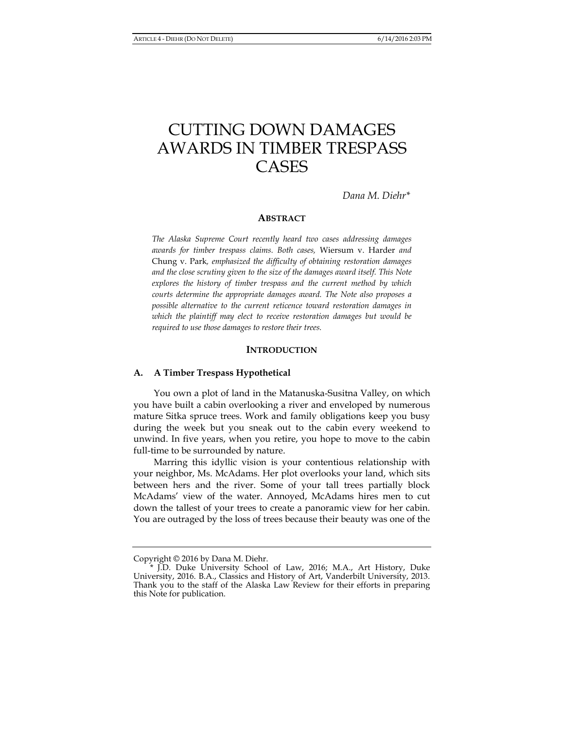# CUTTING DOWN DAMAGES AWARDS IN TIMBER TRESPASS CASES

*Dana M. Diehr**

## ABSTRACT

*The Alaska Supreme Court recently heard two cases addressing damages awards for timber trespass claims. Both cases,* Wiersum v. Harder *and* Chung v. Park*, emphasized the difficulty of obtaining restoration damages and the close scrutiny given to the size of the damages award itself. This Note explores the history of timber trespass and the current method by which courts determine the appropriate damages award. The Note also proposes a possible alternative to the current reticence toward restoration damages in which the plaintiff may elect to receive restoration damages but would be required to use those damages to restore their trees.*

## INTRODUCTION

### A. A Timber Trespass Hypothetical

You own a plot of land in the Matanuska-Susitna Valley, on which you have built a cabin overlooking a river and enveloped by numerous mature Sitka spruce trees. Work and family obligations keep you busy during the week but you sneak out to the cabin every weekend to unwind. In five years, when you retire, you hope to move to the cabin full-time to be surrounded by nature.

Marring this idyllic vision is your contentious relationship with your neighbor, Ms. McAdams. Her plot overlooks your land, which sits between hers and the river. Some of your tall trees partially block McAdams' view of the water. Annoyed, McAdams hires men to cut down the tallest of your trees to create a panoramic view for her cabin. You are outraged by the loss of trees because their beauty was one of the

---

Copyright © 2016 by Dana M. Diehr.

\* J.D. Duke University School of Law, 2016; M.A., Art History, Duke University, 2016. B.A., Classics and History of Art, Vanderbilt University, 2013. Thank you to the staff of the Alaska Law Review for their efforts in preparing this Note for publication.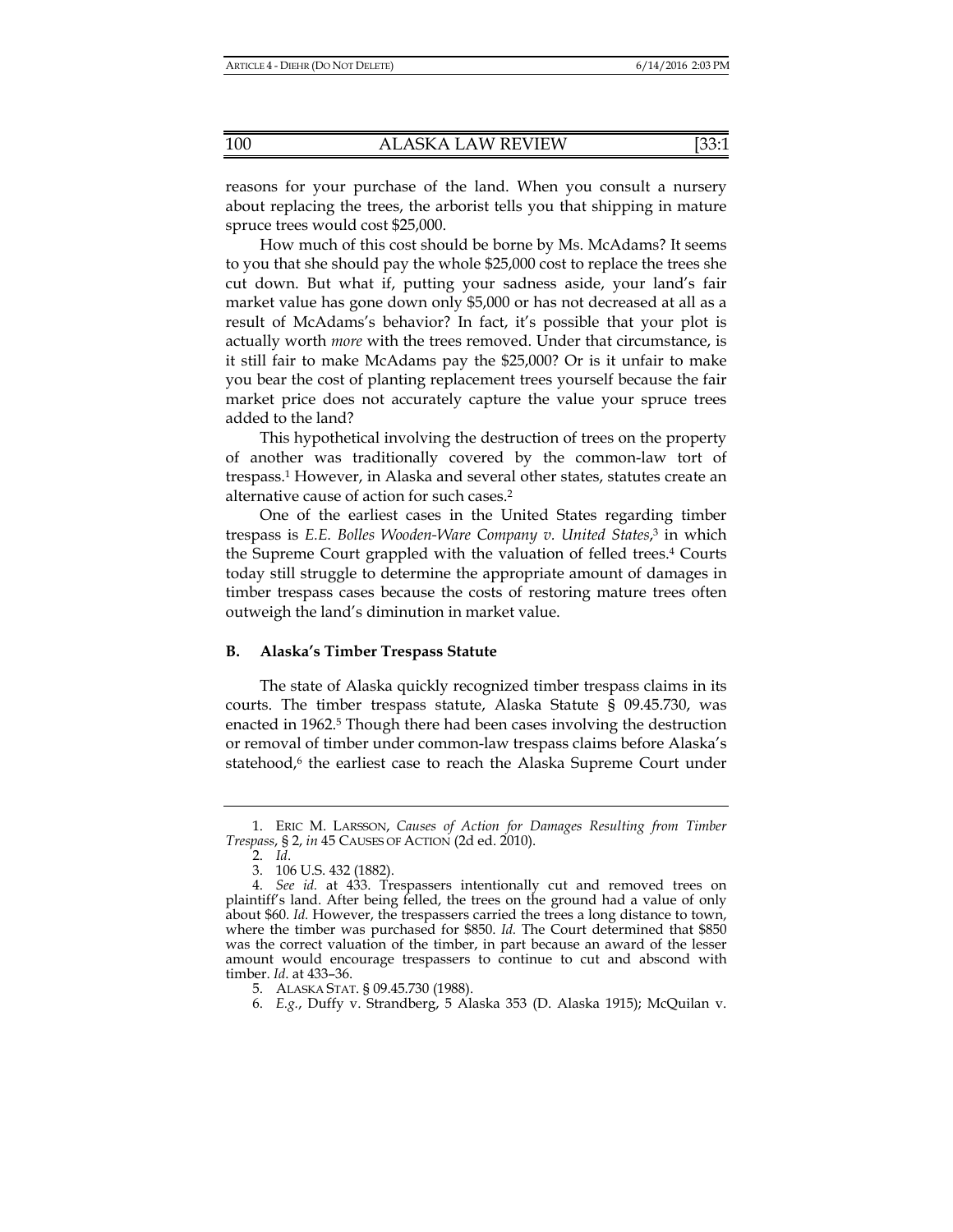reasons for your purchase of the land. When you consult a nursery about replacing the trees, the arborist tells you that shipping in mature spruce trees would cost $25,000.

How much of this cost should be borne by Ms. McAdams? It seems to you that she should pay the whole $25,000 cost to replace the trees she cut down. But what if, putting your sadness aside, your land's fair market value has gone down only $5,000 or has not decreased at all as a result of McAdams's behavior? In fact, it's possible that your plot is actually worth *more* with the trees removed. Under that circumstance, is it still fair to make McAdams pay the $25,000? Or is it unfair to make you bear the cost of planting replacement trees yourself because the fair market price does not accurately capture the value your spruce trees added to the land?

This hypothetical involving the destruction of trees on the property of another was traditionally covered by the common-law tort of trespass.[1] However, in Alaska and several other states, statutes create an alternative cause of action for such cases.[2]

One of the earliest cases in the United States regarding timber trespass is *E.E. Bolles Wooden-Ware Company v. United States*,[3] in which the Supreme Court grappled with the valuation of felled trees.[4] Courts today still struggle to determine the appropriate amount of damages in timber trespass cases because the costs of restoring mature trees often outweigh the land's diminution in market value.

### B. Alaska's Timber Trespass Statute

The state of Alaska quickly recognized timber trespass claims in its courts. The timber trespass statute, Alaska Statute § 09.45.730, was enacted in 1962.[5] Though there had been cases involving the destruction or removal of timber under common-law trespass claims before Alaska's statehood,[6] the earliest case to reach the Alaska Supreme Court under

---

1. ERIC M. LARSSON, *Causes of Action for Damages Resulting from Timber Trespass*, § 2, *in* 45 CAUSES OF ACTION (2d ed. 2010).

2. *Id*.

3. 106 U.S. 432 (1882).

4. *See id.* at 433. Trespassers intentionally cut and removed trees on plaintiff's land. After being felled, the trees on the ground had a value of only about $60. *Id.* However, the trespassers carried the trees a long distance to town, where the timber was purchased for $850. *Id.* The Court determined that $850 was the correct valuation of the timber, in part because an award of the lesser amount would encourage trespassers to continue to cut and abscond with timber. *Id*. at 433–36.

5. ALASKA STAT. § 09.45.730 (1988).

6. *E.g.*, Duffy v. Strandberg, 5 Alaska 353 (D. Alaska 1915); McQuilan v.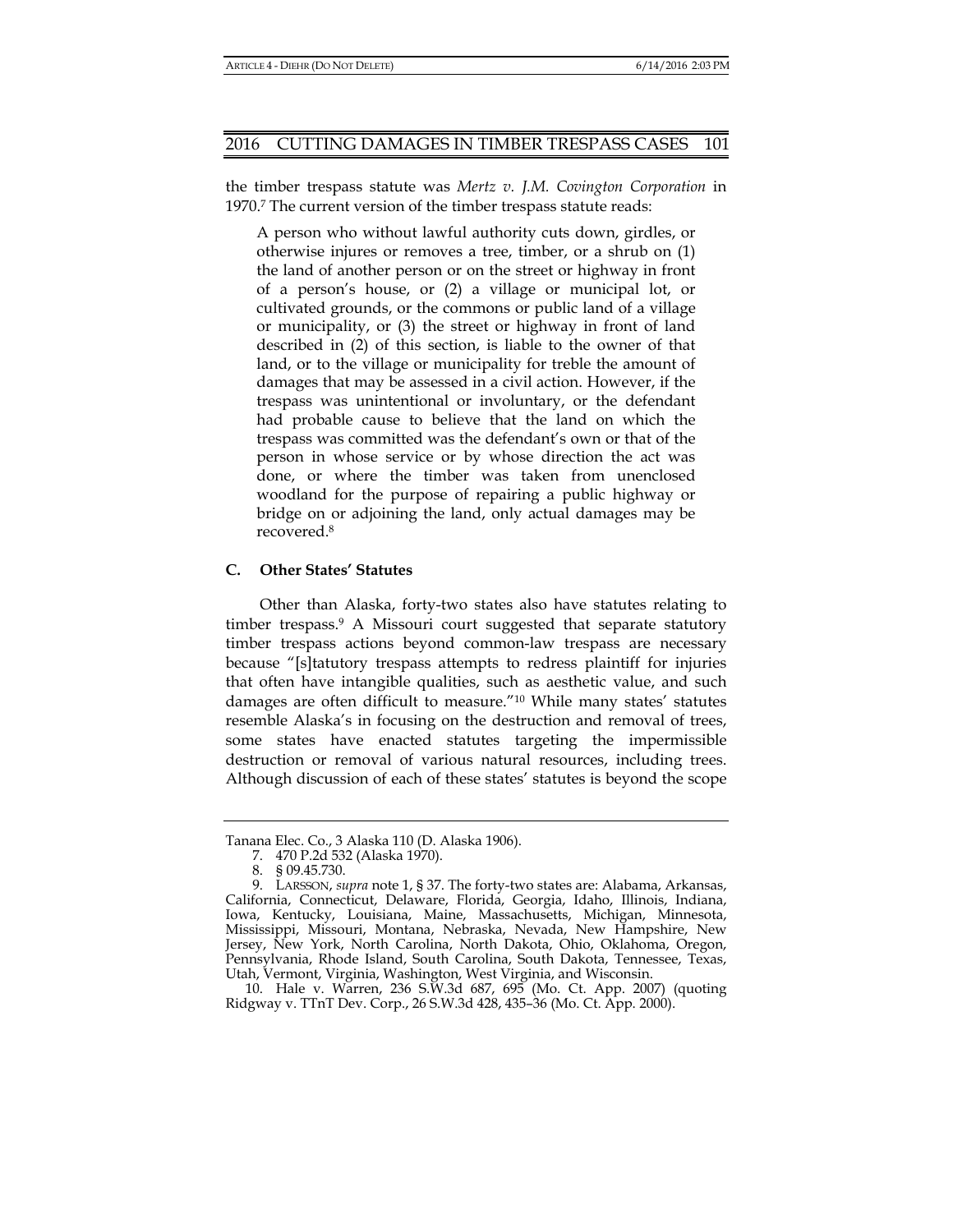the timber trespass statute was *Mertz v. J.M. Covington Corporation* in 1970.[7] The current version of the timber trespass statute reads:

> A person who without lawful authority cuts down, girdles, or otherwise injures or removes a tree, timber, or a shrub on (1) the land of another person or on the street or highway in front of a person's house, or (2) a village or municipal lot, or cultivated grounds, or the commons or public land of a village or municipality, or (3) the street or highway in front of land described in (2) of this section, is liable to the owner of that land, or to the village or municipality for treble the amount of damages that may be assessed in a civil action. However, if the trespass was unintentional or involuntary, or the defendant had probable cause to believe that the land on which the trespass was committed was the defendant's own or that of the person in whose service or by whose direction the act was done, or where the timber was taken from unenclosed woodland for the purpose of repairing a public highway or bridge on or adjoining the land, only actual damages may be recovered.[8]

### C. Other States' Statutes

Other than Alaska, forty-two states also have statutes relating to timber trespass.[9] A Missouri court suggested that separate statutory timber trespass actions beyond common-law trespass are necessary because "[s]tatutory trespass attempts to redress plaintiff for injuries that often have intangible qualities, such as aesthetic value, and such damages are often difficult to measure."[10] While many states' statutes resemble Alaska's in focusing on the destruction and removal of trees, some states have enacted statutes targeting the impermissible destruction or removal of various natural resources, including trees. Although discussion of each of these states' statutes is beyond the scope

---

Tanana Elec. Co., 3 Alaska 110 (D. Alaska 1906).

7. 470 P.2d 532 (Alaska 1970).

8. § 09.45.730.

9. LARSSON, *supra* note 1, § 37. The forty-two states are: Alabama, Arkansas, California, Connecticut, Delaware, Florida, Georgia, Idaho, Illinois, Indiana, Iowa, Kentucky, Louisiana, Maine, Massachusetts, Michigan, Minnesota, Mississippi, Missouri, Montana, Nebraska, Nevada, New Hampshire, New Jersey, New York, North Carolina, North Dakota, Ohio, Oklahoma, Oregon, Pennsylvania, Rhode Island, South Carolina, South Dakota, Tennessee, Texas, Utah, Vermont, Virginia, Washington, West Virginia, and Wisconsin.

10. Hale v. Warren, 236 S.W.3d 687, 695 (Mo. Ct. App. 2007) (quoting Ridgway v. TTnT Dev. Corp., 26 S.W.3d 428, 435–36 (Mo. Ct. App. 2000).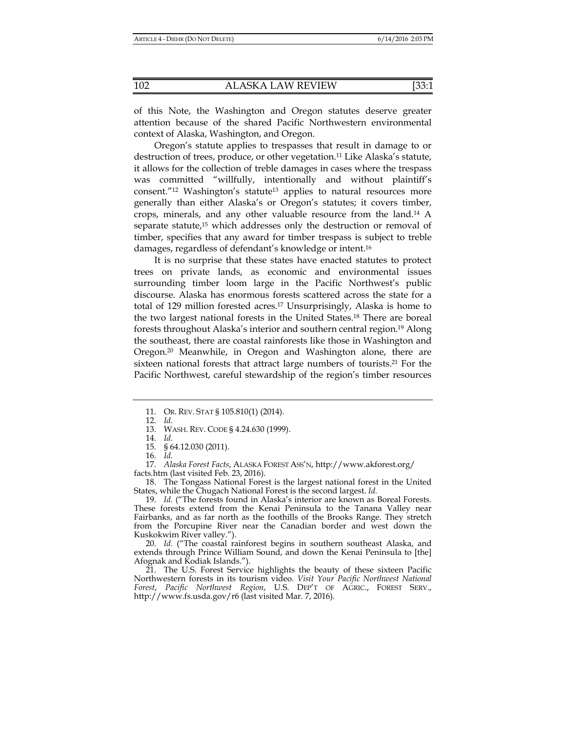of this Note, the Washington and Oregon statutes deserve greater attention because of the shared Pacific Northwestern environmental context of Alaska, Washington, and Oregon.

Oregon's statute applies to trespasses that result in damage to or destruction of trees, produce, or other vegetation.[11] Like Alaska's statute, it allows for the collection of treble damages in cases where the trespass was committed "willfully, intentionally and without plaintiff's consent."[12] Washington's statute[13] applies to natural resources more generally than either Alaska's or Oregon's statutes; it covers timber, crops, minerals, and any other valuable resource from the land.[14] A separate statute,[15] which addresses only the destruction or removal of timber, specifies that any award for timber trespass is subject to treble damages, regardless of defendant's knowledge or intent.[16]

It is no surprise that these states have enacted statutes to protect trees on private lands, as economic and environmental issues surrounding timber loom large in the Pacific Northwest's public discourse. Alaska has enormous forests scattered across the state for a total of 129 million forested acres.[17] Unsurprisingly, Alaska is home to the two largest national forests in the United States.[18] There are boreal forests throughout Alaska's interior and southern central region.[19] Along the southeast, there are coastal rainforests like those in Washington and Oregon.[20] Meanwhile, in Oregon and Washington alone, there are sixteen national forests that attract large numbers of tourists.[21] For the Pacific Northwest, careful stewardship of the region's timber resources

---

11. OR. REV. STAT § 105.810(1) (2014).

12. *Id.*

13. WASH. REV. CODE § 4.24.630 (1999).

14. *Id.*

15. § 64.12.030 (2011).

16. *Id.*

17. *Alaska Forest Facts*, ALASKA FOREST ASS'N, http://www.akforest.org/facts.htm (last visited Feb. 23, 2016).

18. The Tongass National Forest is the largest national forest in the United States, while the Chugach National Forest is the second largest. *Id.*

19. *Id.* ("The forests found in Alaska's interior are known as Boreal Forests. These forests extend from the Kenai Peninsula to the Tanana Valley near Fairbanks, and as far north as the foothills of the Brooks Range. They stretch from the Porcupine River near the Canadian border and west down the Kuskokwim River valley.").

20. *Id.* ("The coastal rainforest begins in southern southeast Alaska, and extends through Prince William Sound, and down the Kenai Peninsula to [the] Afognak and Kodiak Islands.").

21. The U.S. Forest Service highlights the beauty of these sixteen Pacific Northwestern forests in its tourism video. *Visit Your Pacific Northwest National Forest*, *Pacific Northwest Region*, U.S. DEP'T OF AGRIC., FOREST SERV., http://www.fs.usda.gov/r6 (last visited Mar. 7, 2016).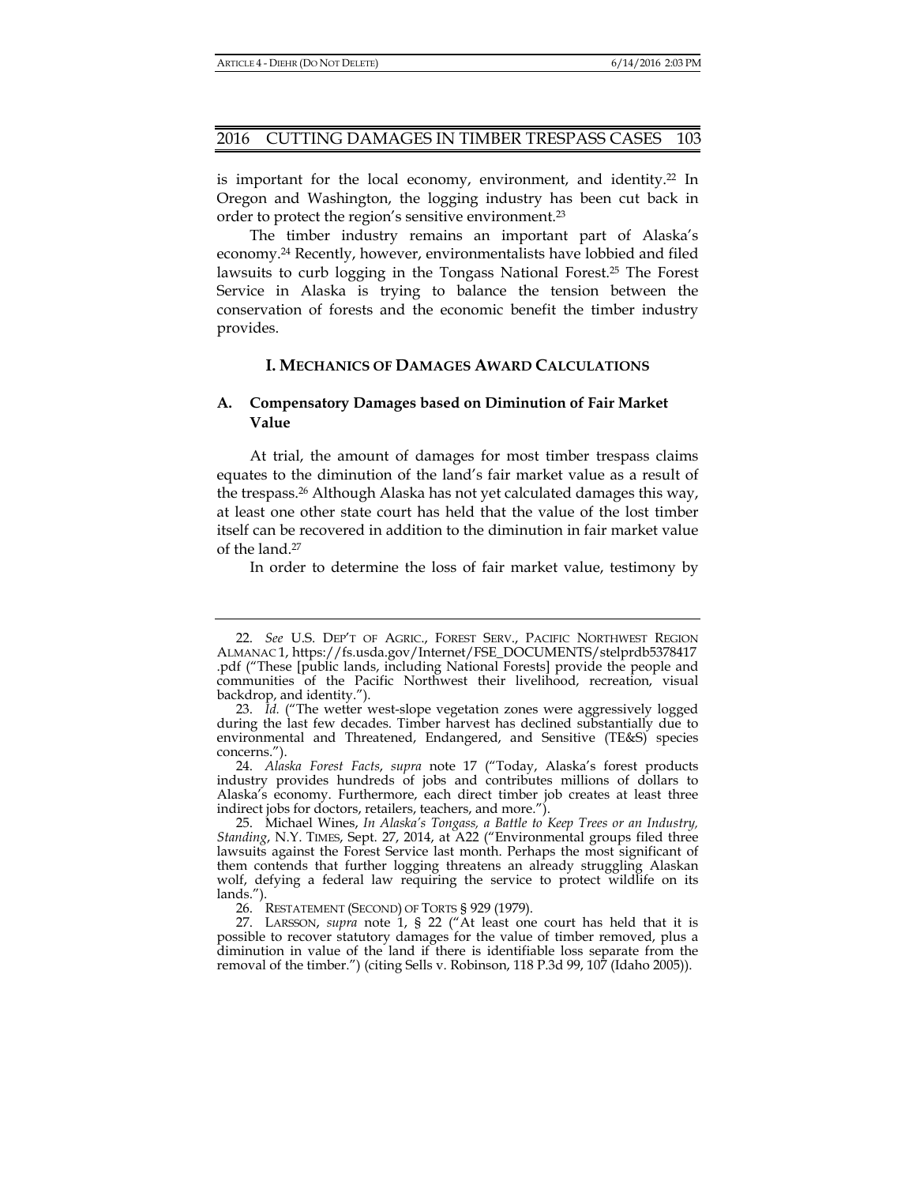is important for the local economy, environment, and identity.[22] In Oregon and Washington, the logging industry has been cut back in order to protect the region's sensitive environment.[23]

The timber industry remains an important part of Alaska's economy.[24] Recently, however, environmentalists have lobbied and filed lawsuits to curb logging in the Tongass National Forest.[25] The Forest Service in Alaska is trying to balance the tension between the conservation of forests and the economic benefit the timber industry provides.

## I. MECHANICS OF DAMAGES AWARD CALCULATIONS

### A. Compensatory Damages based on Diminution of Fair Market Value

At trial, the amount of damages for most timber trespass claims equates to the diminution of the land's fair market value as a result of the trespass.[26] Although Alaska has not yet calculated damages this way, at least one other state court has held that the value of the lost timber itself can be recovered in addition to the diminution in fair market value of the land.[27]

In order to determine the loss of fair market value, testimony by

---

22. *See* U.S. DEP'T OF AGRIC., FOREST SERV., PACIFIC NORTHWEST REGION ALMANAC 1, https://fs.usda.gov/Internet/FSE_DOCUMENTS/stelprdb5378417.pdf ("These [public lands, including National Forests] provide the people and communities of the Pacific Northwest their livelihood, recreation, visual backdrop, and identity.").

23. *Id.* ("The wetter west-slope vegetation zones were aggressively logged during the last few decades. Timber harvest has declined substantially due to environmental and Threatened, Endangered, and Sensitive (TE&S) species concerns.").

24. *Alaska Forest Facts*, *supra* note 17 ("Today, Alaska's forest products industry provides hundreds of jobs and contributes millions of dollars to Alaska's economy. Furthermore, each direct timber job creates at least three indirect jobs for doctors, retailers, teachers, and more.").

25. Michael Wines, *In Alaska's Tongass, a Battle to Keep Trees or an Industry, Standing*, N.Y. TIMES, Sept. 27, 2014, at A22 ("Environmental groups filed three lawsuits against the Forest Service last month. Perhaps the most significant of them contends that further logging threatens an already struggling Alaskan wolf, defying a federal law requiring the service to protect wildlife on its lands.").

26. RESTATEMENT (SECOND) OF TORTS § 929 (1979).

27. LARSSON, *supra* note 1, § 22 ("At least one court has held that it is possible to recover statutory damages for the value of timber removed, plus a diminution in value of the land if there is identifiable loss separate from the removal of the timber.") (citing Sells v. Robinson, 118 P.3d 99, 107 (Idaho 2005)).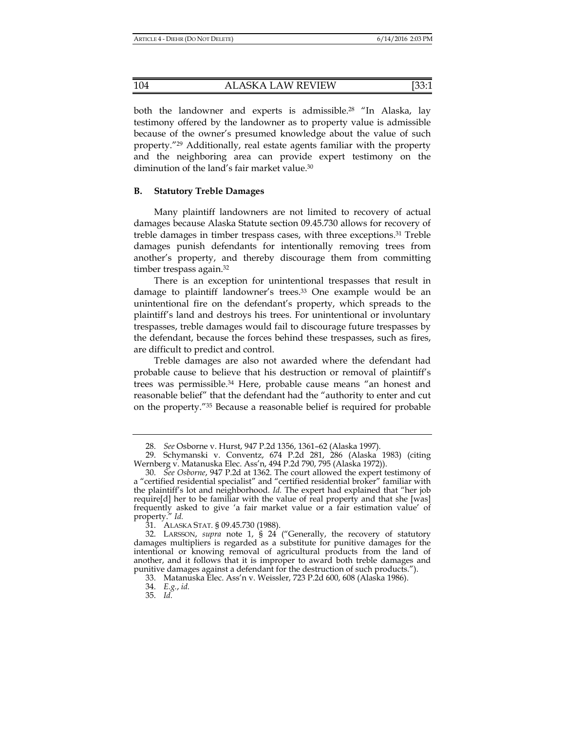both the landowner and experts is admissible.[28] "In Alaska, lay testimony offered by the landowner as to property value is admissible because of the owner's presumed knowledge about the value of such property."[29] Additionally, real estate agents familiar with the property and the neighboring area can provide expert testimony on the diminution of the land's fair market value.[30]

### B. Statutory Treble Damages

Many plaintiff landowners are not limited to recovery of actual damages because Alaska Statute section 09.45.730 allows for recovery of treble damages in timber trespass cases, with three exceptions.[31] Treble damages punish defendants for intentionally removing trees from another's property, and thereby discourage them from committing timber trespass again.[32]

There is an exception for unintentional trespasses that result in damage to plaintiff landowner's trees.[33] One example would be an unintentional fire on the defendant's property, which spreads to the plaintiff's land and destroys his trees. For unintentional or involuntary trespasses, treble damages would fail to discourage future trespasses by the defendant, because the forces behind these trespasses, such as fires, are difficult to predict and control.

Treble damages are also not awarded where the defendant had probable cause to believe that his destruction or removal of plaintiff's trees was permissible.[34] Here, probable cause means "an honest and reasonable belief" that the defendant had the "authority to enter and cut on the property."[35] Because a reasonable belief is required for probable

---

28. *See* Osborne v. Hurst, 947 P.2d 1356, 1361–62 (Alaska 1997).

29. Schymanski v. Conventz, 674 P.2d 281, 286 (Alaska 1983) (citing Wernberg v. Matanuska Elec. Ass'n, 494 P.2d 790, 795 (Alaska 1972)).

30. *See Osborne*, 947 P.2d at 1362. The court allowed the expert testimony of a "certified residential specialist" and "certified residential broker" familiar with the plaintiff's lot and neighborhood. *Id.* The expert had explained that "her job require[d] her to be familiar with the value of real property and that she [was] frequently asked to give 'a fair market value or a fair estimation value' of property." *Id.*

31. ALASKA STAT. § 09.45.730 (1988).

32. LARSSON, *supra* note 1, § 24 ("Generally, the recovery of statutory damages multipliers is regarded as a substitute for punitive damages for the intentional or knowing removal of agricultural products from the land of another, and it follows that it is improper to award both treble damages and punitive damages against a defendant for the destruction of such products.").

33. Matanuska Elec. Ass'n v. Weissler, 723 P.2d 600, 608 (Alaska 1986).

34. *E.g.*, *id.*

35. *Id.*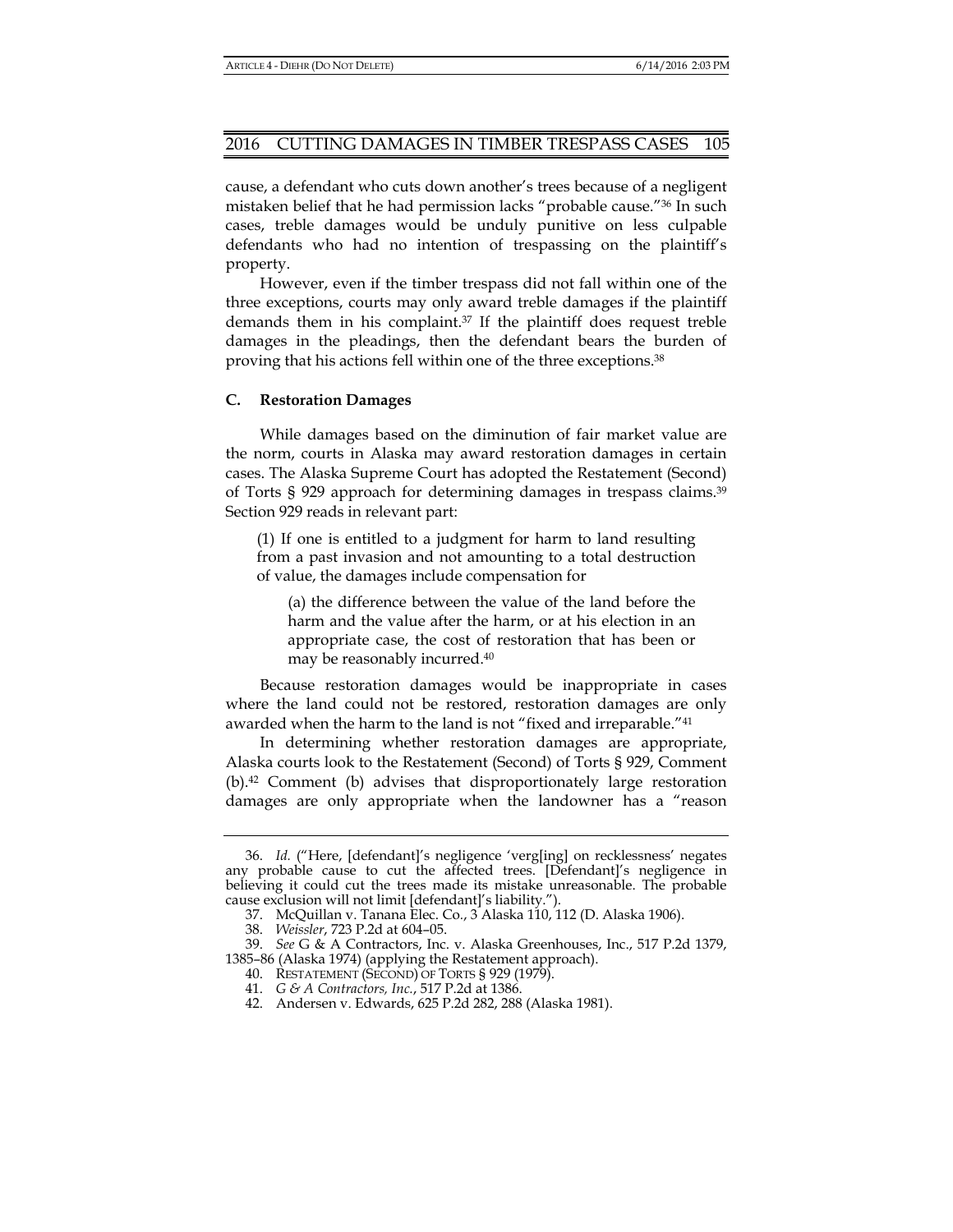cause, a defendant who cuts down another's trees because of a negligent mistaken belief that he had permission lacks "probable cause."[36] In such cases, treble damages would be unduly punitive on less culpable defendants who had no intention of trespassing on the plaintiff's property.

However, even if the timber trespass did not fall within one of the three exceptions, courts may only award treble damages if the plaintiff demands them in his complaint.[37] If the plaintiff does request treble damages in the pleadings, then the defendant bears the burden of proving that his actions fell within one of the three exceptions.[38]

### C. Restoration Damages

While damages based on the diminution of fair market value are the norm, courts in Alaska may award restoration damages in certain cases. The Alaska Supreme Court has adopted the Restatement (Second) of Torts § 929 approach for determining damages in trespass claims.[39] Section 929 reads in relevant part:

> (1) If one is entitled to a judgment for harm to land resulting from a past invasion and not amounting to a total destruction of value, the damages include compensation for
>
> > (a) the difference between the value of the land before the harm and the value after the harm, or at his election in an appropriate case, the cost of restoration that has been or may be reasonably incurred.[40]

Because restoration damages would be inappropriate in cases where the land could not be restored, restoration damages are only awarded when the harm to the land is not "fixed and irreparable."[41]

In determining whether restoration damages are appropriate, Alaska courts look to the Restatement (Second) of Torts § 929, Comment (b).[42] Comment (b) advises that disproportionately large restoration damages are only appropriate when the landowner has a "reason

---

36. *Id.* ("Here, [defendant]'s negligence 'verg[ing] on recklessness' negates any probable cause to cut the affected trees. [Defendant]'s negligence in believing it could cut the trees made its mistake unreasonable. The probable cause exclusion will not limit [defendant]'s liability.").

37. McQuillan v. Tanana Elec. Co., 3 Alaska 110, 112 (D. Alaska 1906).

38. *Weissler*, 723 P.2d at 604–05.

39. *See* G & A Contractors, Inc. v. Alaska Greenhouses, Inc., 517 P.2d 1379, 1385–86 (Alaska 1974) (applying the Restatement approach).

40. RESTATEMENT (SECOND) OF TORTS § 929 (1979).

41. *G & A Contractors, Inc.*, 517 P.2d at 1386.

42. Andersen v. Edwards, 625 P.2d 282, 288 (Alaska 1981).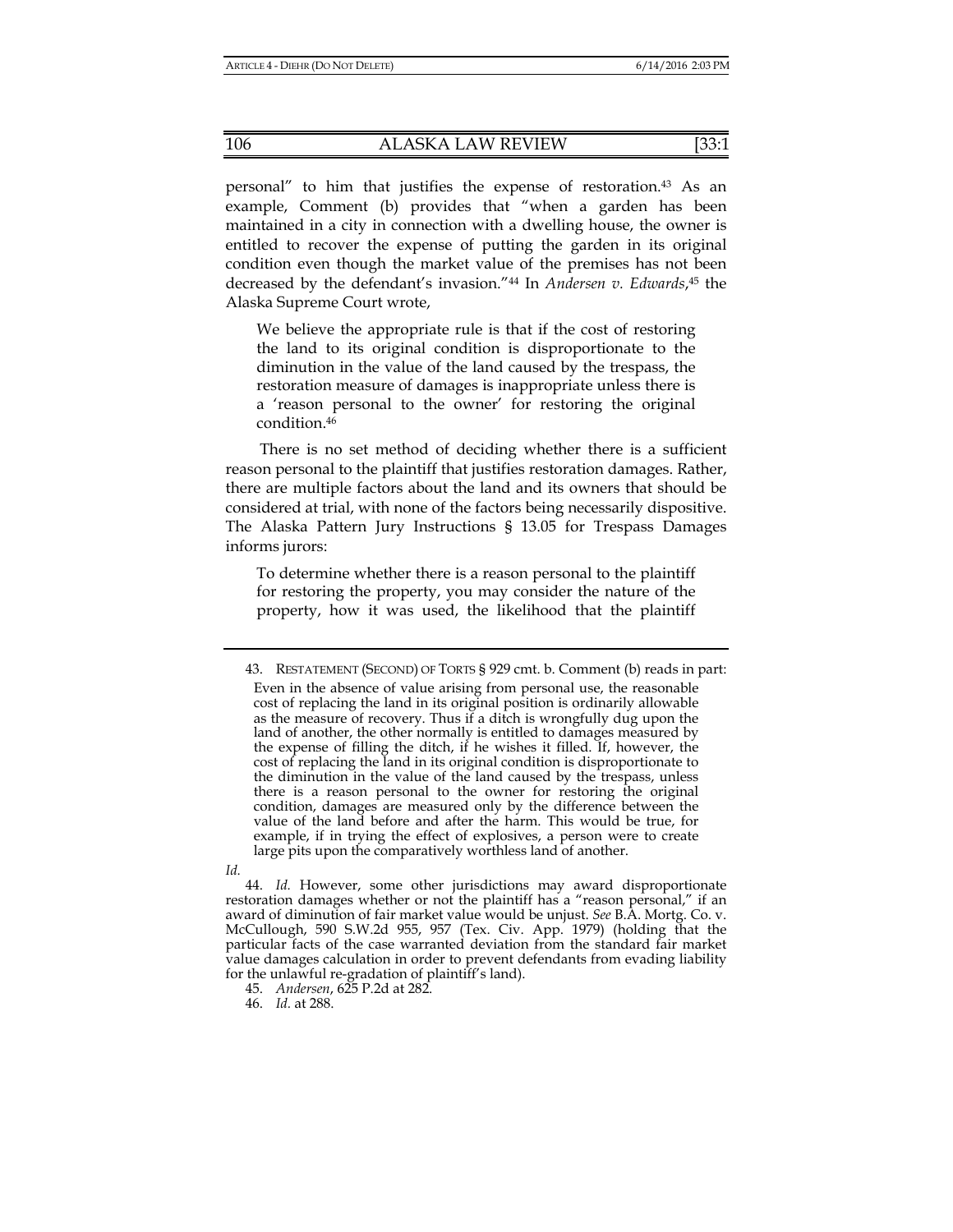personal" to him that justifies the expense of restoration.[43] As an example, Comment (b) provides that "when a garden has been maintained in a city in connection with a dwelling house, the owner is entitled to recover the expense of putting the garden in its original condition even though the market value of the premises has not been decreased by the defendant's invasion."[44] In *Andersen v. Edwards*,[45] the Alaska Supreme Court wrote,

> We believe the appropriate rule is that if the cost of restoring the land to its original condition is disproportionate to the diminution in the value of the land caused by the trespass, the restoration measure of damages is inappropriate unless there is a 'reason personal to the owner' for restoring the original condition.[46]

There is no set method of deciding whether there is a sufficient reason personal to the plaintiff that justifies restoration damages. Rather, there are multiple factors about the land and its owners that should be considered at trial, with none of the factors being necessarily dispositive. The Alaska Pattern Jury Instructions § 13.05 for Trespass Damages informs jurors:

> To determine whether there is a reason personal to the plaintiff for restoring the property, you may consider the nature of the property, how it was used, the likelihood that the plaintiff

---

43. RESTATEMENT (SECOND) OF TORTS § 929 cmt. b. Comment (b) reads in part:

> Even in the absence of value arising from personal use, the reasonable cost of replacing the land in its original position is ordinarily allowable as the measure of recovery. Thus if a ditch is wrongfully dug upon the land of another, the other normally is entitled to damages measured by the expense of filling the ditch, if he wishes it filled. If, however, the cost of replacing the land in its original condition is disproportionate to the diminution in the value of the land caused by the trespass, unless there is a reason personal to the owner for restoring the original condition, damages are measured only by the difference between the value of the land before and after the harm. This would be true, for example, if in trying the effect of explosives, a person were to create large pits upon the comparatively worthless land of another.

*Id.*

44. *Id.* However, some other jurisdictions may award disproportionate restoration damages whether or not the plaintiff has a "reason personal," if an award of diminution of fair market value would be unjust. *See* B.A. Mortg. Co. v. McCullough, 590 S.W.2d 955, 957 (Tex. Civ. App. 1979) (holding that the particular facts of the case warranted deviation from the standard fair market value damages calculation in order to prevent defendants from evading liability for the unlawful re-gradation of plaintiff's land).

45. *Andersen*, 625 P.2d at 282.

46. *Id.* at 288.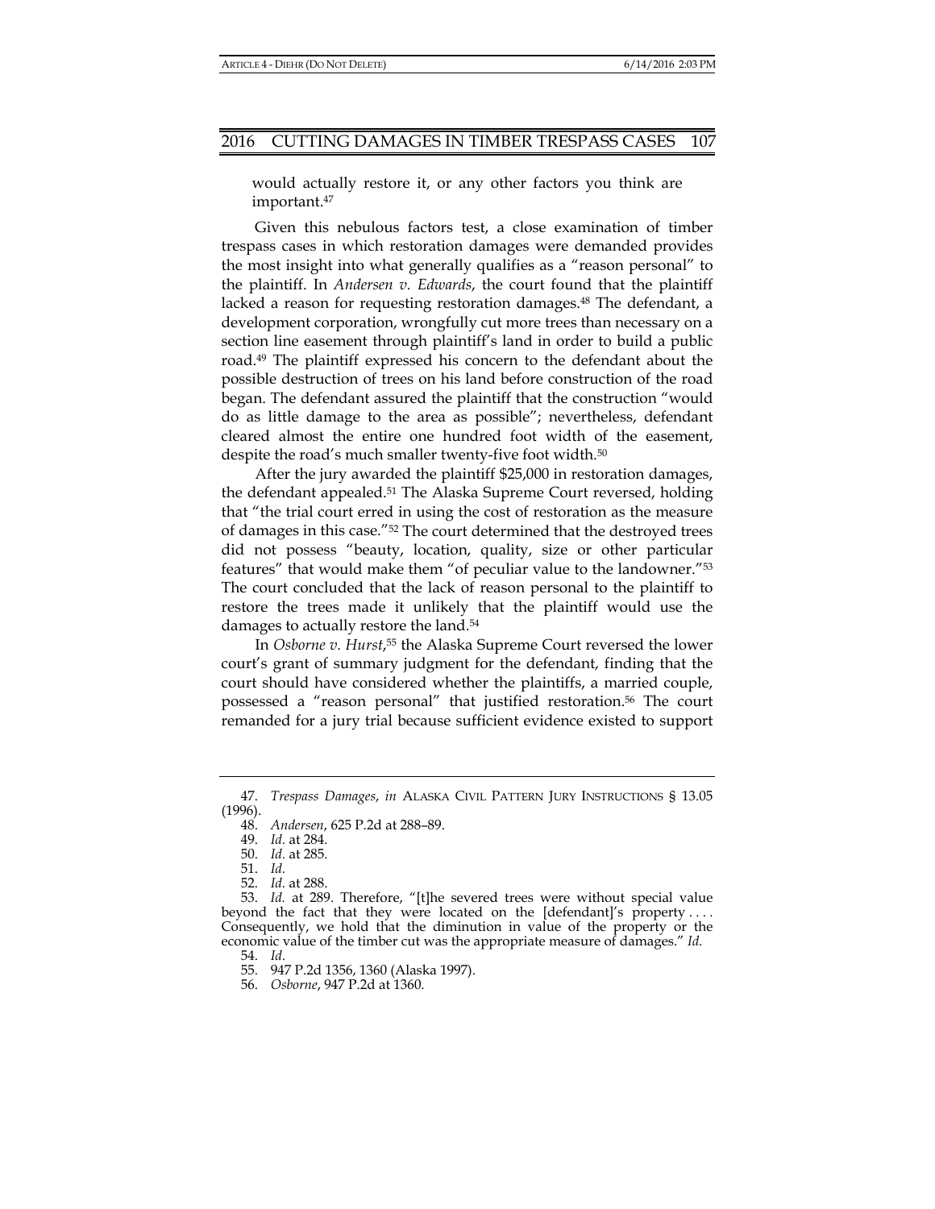would actually restore it, or any other factors you think are important.[47]

Given this nebulous factors test, a close examination of timber trespass cases in which restoration damages were demanded provides the most insight into what generally qualifies as a "reason personal" to the plaintiff. In *Andersen v. Edwards*, the court found that the plaintiff lacked a reason for requesting restoration damages.[48] The defendant, a development corporation, wrongfully cut more trees than necessary on a section line easement through plaintiff's land in order to build a public road.[49] The plaintiff expressed his concern to the defendant about the possible destruction of trees on his land before construction of the road began. The defendant assured the plaintiff that the construction "would do as little damage to the area as possible"; nevertheless, defendant cleared almost the entire one hundred foot width of the easement, despite the road's much smaller twenty-five foot width.[50]

After the jury awarded the plaintiff $25,000 in restoration damages, the defendant appealed.[51] The Alaska Supreme Court reversed, holding that "the trial court erred in using the cost of restoration as the measure of damages in this case."[52] The court determined that the destroyed trees did not possess "beauty, location, quality, size or other particular features" that would make them "of peculiar value to the landowner."[53] The court concluded that the lack of reason personal to the plaintiff to restore the trees made it unlikely that the plaintiff would use the damages to actually restore the land.[54]

In *Osborne v. Hurst*,[55] the Alaska Supreme Court reversed the lower court's grant of summary judgment for the defendant, finding that the court should have considered whether the plaintiffs, a married couple, possessed a "reason personal" that justified restoration.[56] The court remanded for a jury trial because sufficient evidence existed to support

---

47. *Trespass Damages*, *in* ALASKA CIVIL PATTERN JURY INSTRUCTIONS § 13.05 (1996).

48. *Andersen*, 625 P.2d at 288–89.

49. *Id.* at 284.

50. *Id.* at 285.

51. *Id.*

52. *Id.* at 288.

53. *Id.* at 289. Therefore, "[t]he severed trees were without special value beyond the fact that they were located on the [defendant]'s property . . . . Consequently, we hold that the diminution in value of the property or the economic value of the timber cut was the appropriate measure of damages." *Id.*

54. *Id.*

55. 947 P.2d 1356, 1360 (Alaska 1997).

56. *Osborne*, 947 P.2d at 1360.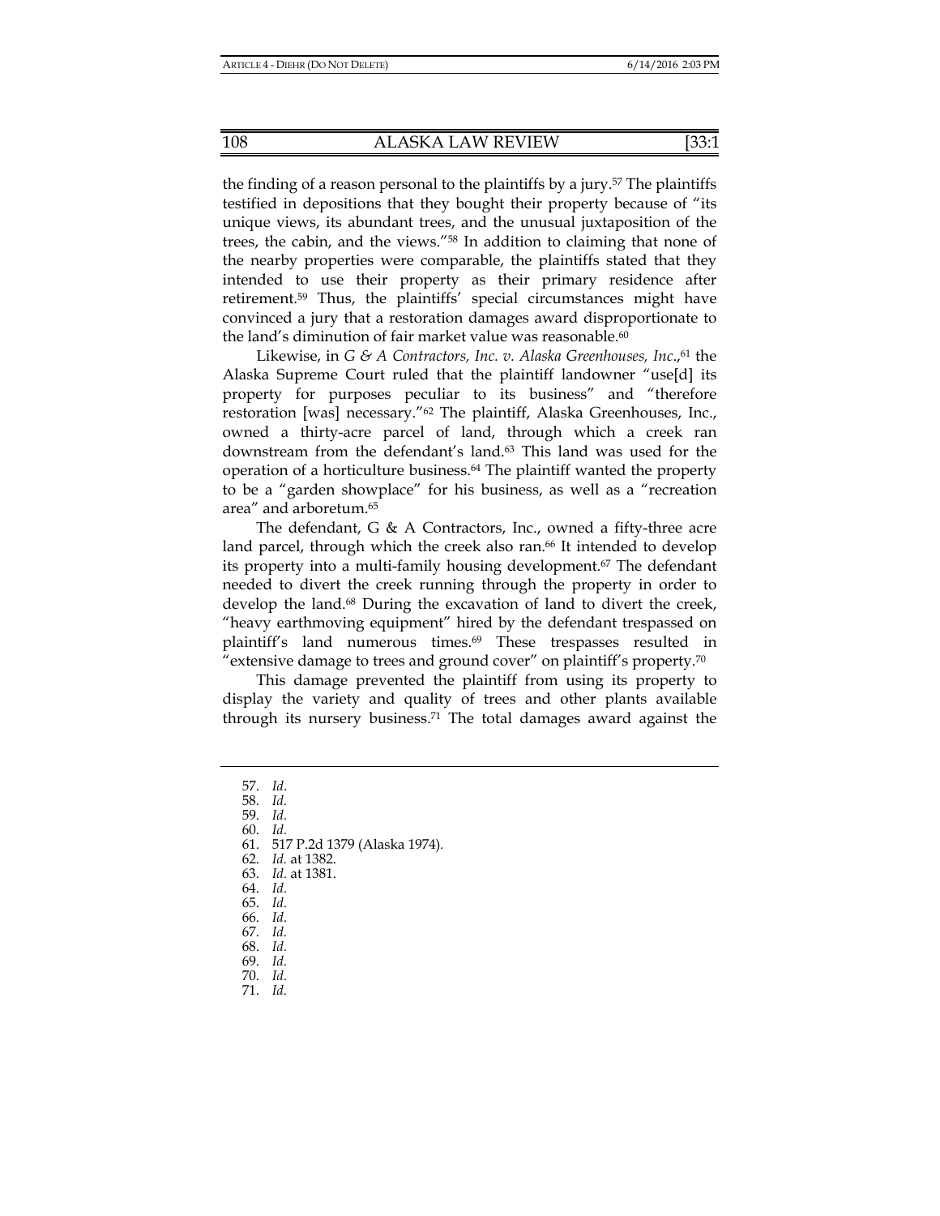the finding of a reason personal to the plaintiffs by a jury.[57] The plaintiffs testified in depositions that they bought their property because of "its unique views, its abundant trees, and the unusual juxtaposition of the trees, the cabin, and the views."[58] In addition to claiming that none of the nearby properties were comparable, the plaintiffs stated that they intended to use their property as their primary residence after retirement.[59] Thus, the plaintiffs' special circumstances might have convinced a jury that a restoration damages award disproportionate to the land's diminution of fair market value was reasonable.[60]

Likewise, in *G & A Contractors, Inc. v. Alaska Greenhouses, Inc.*,[61] the Alaska Supreme Court ruled that the plaintiff landowner "use[d] its property for purposes peculiar to its business" and "therefore restoration [was] necessary."[62] The plaintiff, Alaska Greenhouses, Inc., owned a thirty-acre parcel of land, through which a creek ran downstream from the defendant's land.[63] This land was used for the operation of a horticulture business.[64] The plaintiff wanted the property to be a "garden showplace" for his business, as well as a "recreation area" and arboretum.[65]

The defendant, G & A Contractors, Inc., owned a fifty-three acre land parcel, through which the creek also ran.[66] It intended to develop its property into a multi-family housing development.[67] The defendant needed to divert the creek running through the property in order to develop the land.[68] During the excavation of land to divert the creek, "heavy earthmoving equipment" hired by the defendant trespassed on plaintiff's land numerous times.[69] These trespasses resulted in "extensive damage to trees and ground cover" on plaintiff's property.[70]

This damage prevented the plaintiff from using its property to display the variety and quality of trees and other plants available through its nursery business.[71] The total damages award against the

---

57. *Id*.
58. *Id.*
59. *Id.*
60. *Id.*
61. 517 P.2d 1379 (Alaska 1974).
62. *Id.* at 1382.
63. *Id.* at 1381.
64. *Id.*
65. *Id.*
66. *Id.*
67. *Id.*
68. *Id.*
69. *Id.*
70. *Id.*
71. *Id.*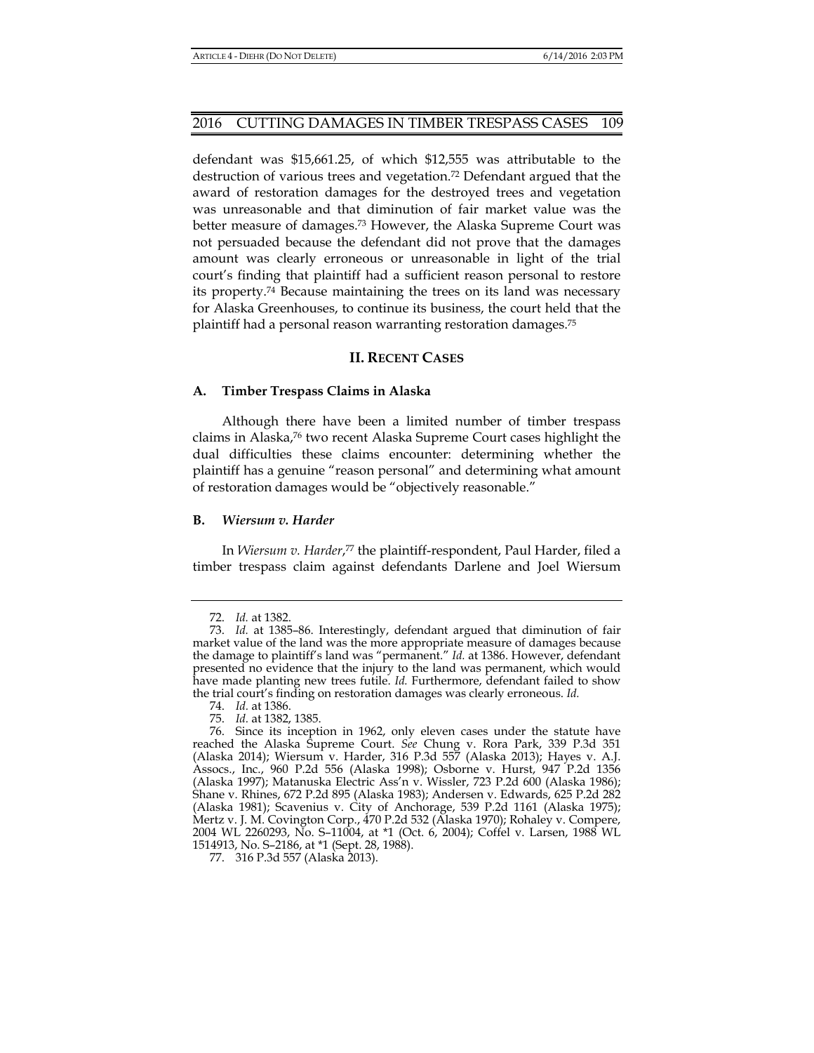defendant was $15,661.25, of which $12,555 was attributable to the destruction of various trees and vegetation.[72] Defendant argued that the award of restoration damages for the destroyed trees and vegetation was unreasonable and that diminution of fair market value was the better measure of damages.[73] However, the Alaska Supreme Court was not persuaded because the defendant did not prove that the damages amount was clearly erroneous or unreasonable in light of the trial court's finding that plaintiff had a sufficient reason personal to restore its property.[74] Because maintaining the trees on its land was necessary for Alaska Greenhouses, to continue its business, the court held that the plaintiff had a personal reason warranting restoration damages.[75]

## II. RECENT CASES

### A. Timber Trespass Claims in Alaska

Although there have been a limited number of timber trespass claims in Alaska,[76] two recent Alaska Supreme Court cases highlight the dual difficulties these claims encounter: determining whether the plaintiff has a genuine "reason personal" and determining what amount of restoration damages would be "objectively reasonable."

### B. *Wiersum v. Harder*

In *Wiersum v. Harder*,[77] the plaintiff-respondent, Paul Harder, filed a timber trespass claim against defendants Darlene and Joel Wiersum

---

72. *Id.* at 1382.

73. *Id.* at 1385–86. Interestingly, defendant argued that diminution of fair market value of the land was the more appropriate measure of damages because the damage to plaintiff's land was "permanent." *Id.* at 1386. However, defendant presented no evidence that the injury to the land was permanent, which would have made planting new trees futile. *Id.* Furthermore, defendant failed to show the trial court's finding on restoration damages was clearly erroneous. *Id.*

74. *Id.* at 1386.

75. *Id.* at 1382, 1385.

76. Since its inception in 1962, only eleven cases under the statute have reached the Alaska Supreme Court. *See* Chung v. Rora Park, 339 P.3d 351 (Alaska 2014); Wiersum v. Harder, 316 P.3d 557 (Alaska 2013); Hayes v. A.J. Assocs., Inc., 960 P.2d 556 (Alaska 1998); Osborne v. Hurst, 947 P.2d 1356 (Alaska 1997); Matanuska Electric Ass'n v. Wissler, 723 P.2d 600 (Alaska 1986); Shane v. Rhines, 672 P.2d 895 (Alaska 1983); Andersen v. Edwards, 625 P.2d 282 (Alaska 1981); Scavenius v. City of Anchorage, 539 P.2d 1161 (Alaska 1975); Mertz v. J. M. Covington Corp., 470 P.2d 532 (Alaska 1970); Rohaley v. Compere, 2004 WL 2260293, No. S–11004, at *1 (Oct. 6, 2004); Coffel v. Larsen, 1988 WL 1514913, No. S–2186, at *1 (Sept. 28, 1988).

77. 316 P.3d 557 (Alaska 2013).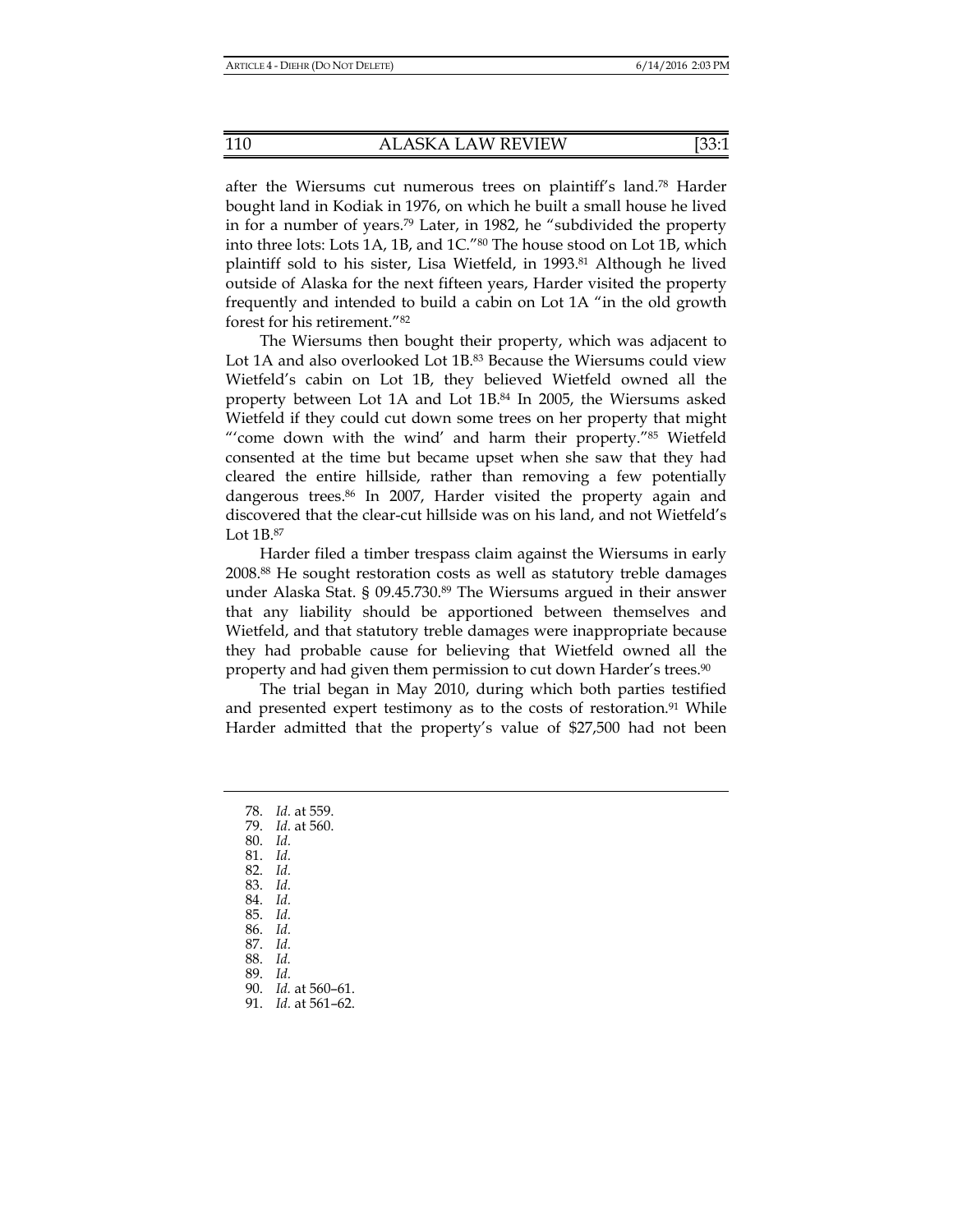after the Wiersums cut numerous trees on plaintiff's land.[78] Harder bought land in Kodiak in 1976, on which he built a small house he lived in for a number of years.[79] Later, in 1982, he "subdivided the property into three lots: Lots 1A, 1B, and 1C."[80] The house stood on Lot 1B, which plaintiff sold to his sister, Lisa Wietfeld, in 1993.[81] Although he lived outside of Alaska for the next fifteen years, Harder visited the property frequently and intended to build a cabin on Lot 1A "in the old growth forest for his retirement."[82]

The Wiersums then bought their property, which was adjacent to Lot 1A and also overlooked Lot 1B.[83] Because the Wiersums could view Wietfeld's cabin on Lot 1B, they believed Wietfeld owned all the property between Lot 1A and Lot 1B.[84] In 2005, the Wiersums asked Wietfeld if they could cut down some trees on her property that might "'come down with the wind' and harm their property."[85] Wietfeld consented at the time but became upset when she saw that they had cleared the entire hillside, rather than removing a few potentially dangerous trees.[86] In 2007, Harder visited the property again and discovered that the clear-cut hillside was on his land, and not Wietfeld's Lot 1B.[87]

Harder filed a timber trespass claim against the Wiersums in early 2008.[88] He sought restoration costs as well as statutory treble damages under Alaska Stat. § 09.45.730.[89] The Wiersums argued in their answer that any liability should be apportioned between themselves and Wietfeld, and that statutory treble damages were inappropriate because they had probable cause for believing that Wietfeld owned all the property and had given them permission to cut down Harder's trees.[90]

The trial began in May 2010, during which both parties testified and presented expert testimony as to the costs of restoration.[91] While Harder admitted that the property's value of $27,500 had not been

---

78. *Id.* at 559.
79. *Id.* at 560.
80. *Id.*
81. *Id.*
82. *Id.*
83. *Id.*
84. *Id.*
85. *Id.*
86. *Id.*
87. *Id.*
88. *Id.*
89. *Id.*
90. *Id.* at 560–61.
91. *Id.* at 561–62.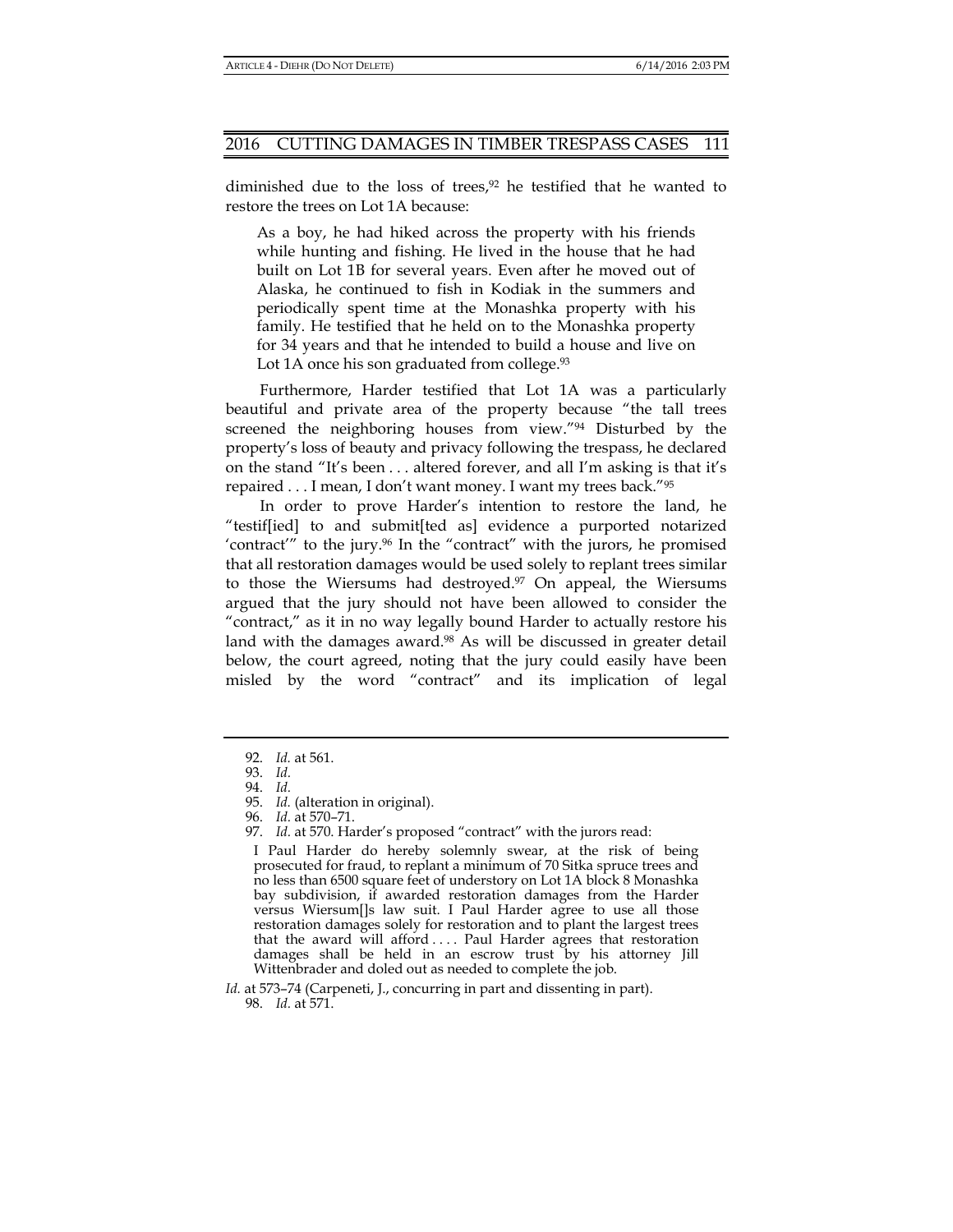diminished due to the loss of trees,[92] he testified that he wanted to restore the trees on Lot 1A because:

> As a boy, he had hiked across the property with his friends while hunting and fishing. He lived in the house that he had built on Lot 1B for several years. Even after he moved out of Alaska, he continued to fish in Kodiak in the summers and periodically spent time at the Monashka property with his family. He testified that he held on to the Monashka property for 34 years and that he intended to build a house and live on Lot 1A once his son graduated from college.[93]

Furthermore, Harder testified that Lot 1A was a particularly beautiful and private area of the property because "the tall trees screened the neighboring houses from view."[94] Disturbed by the property's loss of beauty and privacy following the trespass, he declared on the stand "It's been . . . altered forever, and all I'm asking is that it's repaired . . . I mean, I don't want money. I want my trees back."[95]

In order to prove Harder's intention to restore the land, he "testif[ied] to and submit[ted as] evidence a purported notarized 'contract'" to the jury.[96] In the "contract" with the jurors, he promised that all restoration damages would be used solely to replant trees similar to those the Wiersums had destroyed.[97] On appeal, the Wiersums argued that the jury should not have been allowed to consider the "contract," as it in no way legally bound Harder to actually restore his land with the damages award.[98] As will be discussed in greater detail below, the court agreed, noting that the jury could easily have been misled by the word "contract" and its implication of legal

---

92. *Id.* at 561.

93. *Id.*

94. *Id.*

95. *Id.* (alteration in original).

96. *Id.* at 570–71.

97. *Id.* at 570. Harder's proposed "contract" with the jurors read:

> I Paul Harder do hereby solemnly swear, at the risk of being prosecuted for fraud, to replant a minimum of 70 Sitka spruce trees and no less than 6500 square feet of understory on Lot 1A block 8 Monashka bay subdivision, if awarded restoration damages from the Harder versus Wiersum[]s law suit. I Paul Harder agree to use all those restoration damages solely for restoration and to plant the largest trees that the award will afford . . . . Paul Harder agrees that restoration damages shall be held in an escrow trust by his attorney Jill Wittenbrader and doled out as needed to complete the job.

*Id.* at 573–74 (Carpeneti, J., concurring in part and dissenting in part).

98. *Id.* at 571.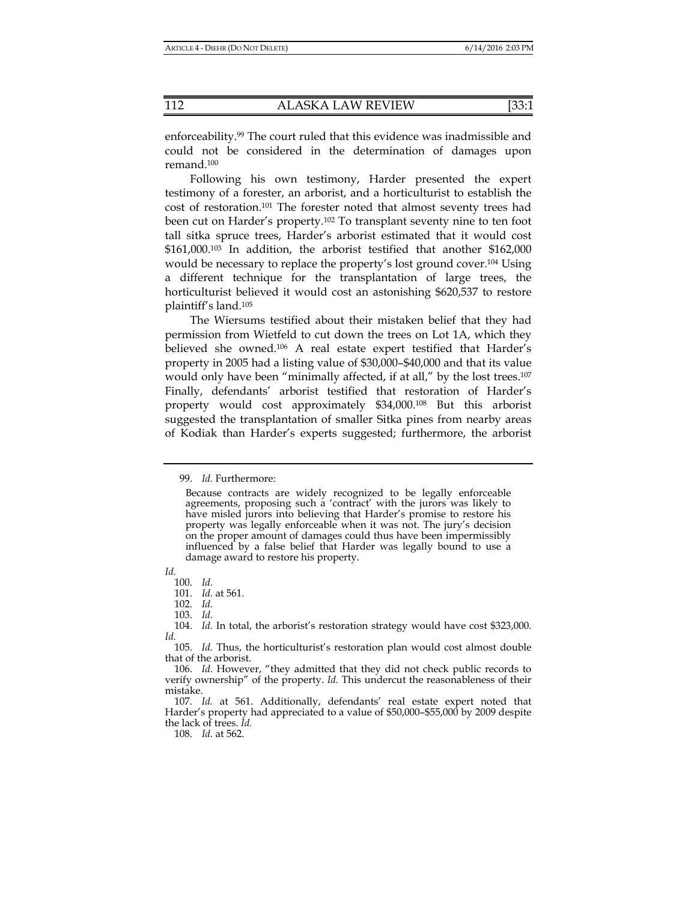enforceability.[99] The court ruled that this evidence was inadmissible and could not be considered in the determination of damages upon remand.[100]

Following his own testimony, Harder presented the expert testimony of a forester, an arborist, and a horticulturist to establish the cost of restoration.[101] The forester noted that almost seventy trees had been cut on Harder's property.[102] To transplant seventy nine to ten foot tall sitka spruce trees, Harder's arborist estimated that it would cost $161,000.[103] In addition, the arborist testified that another $162,000 would be necessary to replace the property's lost ground cover.[104] Using a different technique for the transplantation of large trees, the horticulturist believed it would cost an astonishing $620,537 to restore plaintiff's land.[105]

The Wiersums testified about their mistaken belief that they had permission from Wietfeld to cut down the trees on Lot 1A, which they believed she owned.[106] A real estate expert testified that Harder's property in 2005 had a listing value of $30,000–$40,000 and that its value would only have been "minimally affected, if at all," by the lost trees.[107] Finally, defendants' arborist testified that restoration of Harder's property would cost approximately $34,000.[108] But this arborist suggested the transplantation of smaller Sitka pines from nearby areas of Kodiak than Harder's experts suggested; furthermore, the arborist

---

99. *Id.* Furthermore:

> Because contracts are widely recognized to be legally enforceable agreements, proposing such a 'contract' with the jurors was likely to have misled jurors into believing that Harder's promise to restore his property was legally enforceable when it was not. The jury's decision on the proper amount of damages could thus have been impermissibly influenced by a false belief that Harder was legally bound to use a damage award to restore his property.

*Id.*

100. *Id.*

101. *Id.* at 561.

102. *Id.*

103. *Id.*

104. *Id.* In total, the arborist's restoration strategy would have cost $323,000. *Id.*

105. *Id.* Thus, the horticulturist's restoration plan would cost almost double that of the arborist.

106. *Id.* However, "they admitted that they did not check public records to verify ownership" of the property. *Id.* This undercut the reasonableness of their mistake.

107. *Id.* at 561. Additionally, defendants' real estate expert noted that Harder's property had appreciated to a value of $50,000–$55,000 by 2009 despite the lack of trees. *Id.*

108. *Id.* at 562.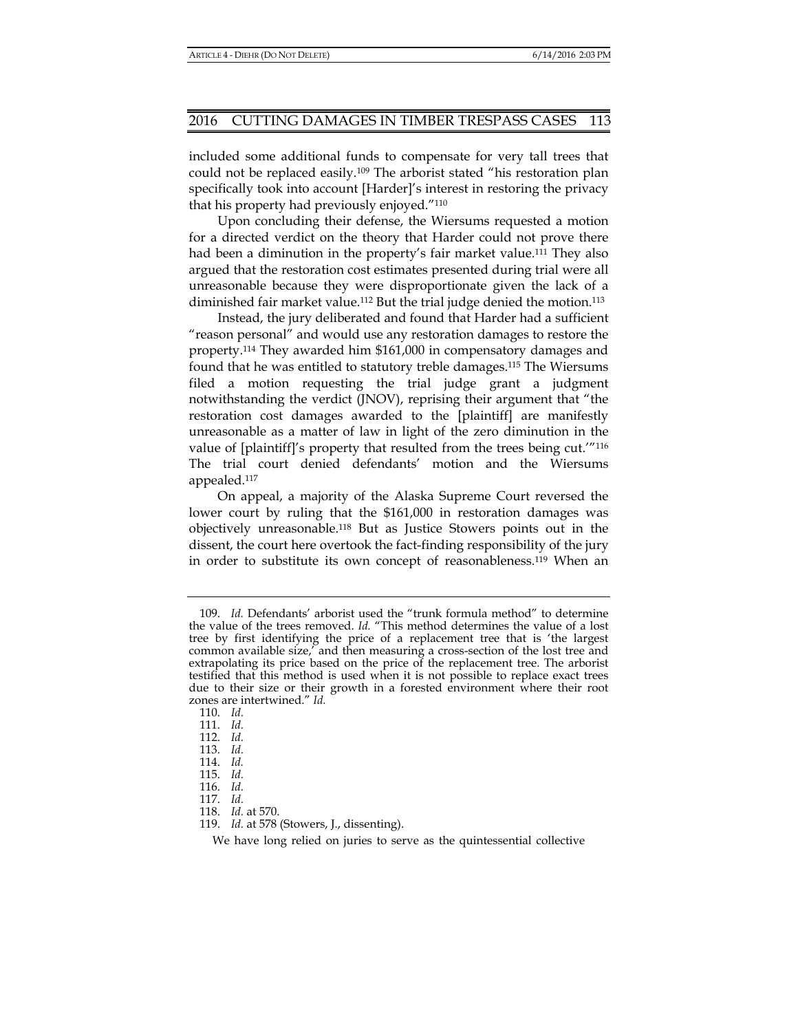included some additional funds to compensate for very tall trees that could not be replaced easily.[109] The arborist stated "his restoration plan specifically took into account [Harder]'s interest in restoring the privacy that his property had previously enjoyed."[110]

Upon concluding their defense, the Wiersums requested a motion for a directed verdict on the theory that Harder could not prove there had been a diminution in the property's fair market value.[111] They also argued that the restoration cost estimates presented during trial were all unreasonable because they were disproportionate given the lack of a diminished fair market value.[112] But the trial judge denied the motion.[113]

Instead, the jury deliberated and found that Harder had a sufficient "reason personal" and would use any restoration damages to restore the property.[114] They awarded him $161,000 in compensatory damages and found that he was entitled to statutory treble damages.[115] The Wiersums filed a motion requesting the trial judge grant a judgment notwithstanding the verdict (JNOV), reprising their argument that "the restoration cost damages awarded to the [plaintiff] are manifestly unreasonable as a matter of law in light of the zero diminution in the value of [plaintiff]'s property that resulted from the trees being cut.'"[116] The trial court denied defendants' motion and the Wiersums appealed.[117]

On appeal, a majority of the Alaska Supreme Court reversed the lower court by ruling that the $161,000 in restoration damages was objectively unreasonable.[118] But as Justice Stowers points out in the dissent, the court here overtook the fact-finding responsibility of the jury in order to substitute its own concept of reasonableness.[119] When an

---

109. *Id.* Defendants' arborist used the "trunk formula method" to determine the value of the trees removed. *Id.* "This method determines the value of a lost tree by first identifying the price of a replacement tree that is 'the largest common available size,' and then measuring a cross-section of the lost tree and extrapolating its price based on the price of the replacement tree. The arborist testified that this method is used when it is not possible to replace exact trees due to their size or their growth in a forested environment where their root zones are intertwined." *Id.*

110. *Id.*

111. *Id.*

112. *Id.*

113. *Id.*

114. *Id.*

115. *Id.*

116. *Id.*

117. *Id.*

118. *Id.* at 570.

119. *Id.* at 578 (Stowers, J., dissenting).

We have long relied on juries to serve as the quintessential collective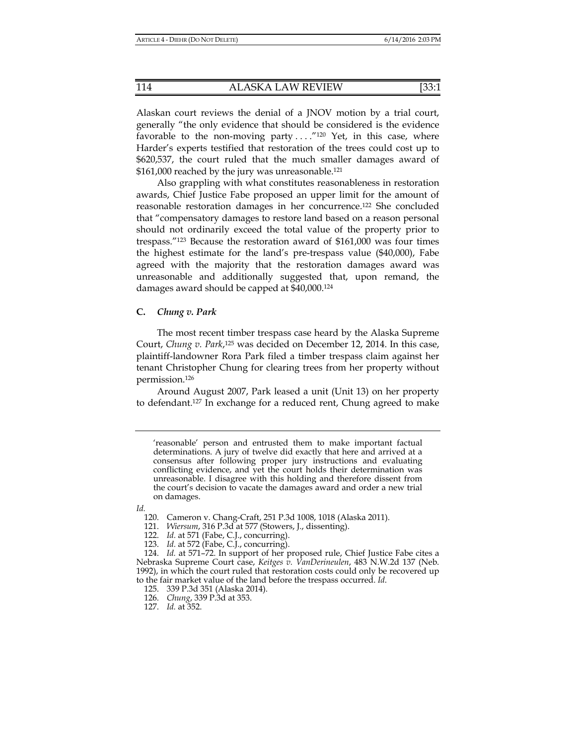Alaskan court reviews the denial of a JNOV motion by a trial court, generally "the only evidence that should be considered is the evidence favorable to the non-moving party . . . ."[120] Yet, in this case, where Harder's experts testified that restoration of the trees could cost up to $620,537, the court ruled that the much smaller damages award of $161,000 reached by the jury was unreasonable.[121]

Also grappling with what constitutes reasonableness in restoration awards, Chief Justice Fabe proposed an upper limit for the amount of reasonable restoration damages in her concurrence.[122] She concluded that "compensatory damages to restore land based on a reason personal should not ordinarily exceed the total value of the property prior to trespass."[123] Because the restoration award of $161,000 was four times the highest estimate for the land's pre-trespass value ($40,000), Fabe agreed with the majority that the restoration damages award was unreasonable and additionally suggested that, upon remand, the damages award should be capped at $40,000.[124]

### C. *Chung v. Park*

The most recent timber trespass case heard by the Alaska Supreme Court, *Chung v. Park*,[125] was decided on December 12, 2014. In this case, plaintiff-landowner Rora Park filed a timber trespass claim against her tenant Christopher Chung for clearing trees from her property without permission.[126]

Around August 2007, Park leased a unit (Unit 13) on her property to defendant.[127] In exchange for a reduced rent, Chung agreed to make

---

> 'reasonable' person and entrusted them to make important factual determinations. A jury of twelve did exactly that here and arrived at a consensus after following proper jury instructions and evaluating conflicting evidence, and yet the court holds their determination was unreasonable. I disagree with this holding and therefore dissent from the court's decision to vacate the damages award and order a new trial on damages.

*Id.*

120. Cameron v. Chang-Craft, 251 P.3d 1008, 1018 (Alaska 2011).

121. *Wiersum*, 316 P.3d at 577 (Stowers, J., dissenting).

122. *Id.* at 571 (Fabe, C.J., concurring).

123. *Id.* at 572 (Fabe, C.J., concurring).

124. *Id.* at 571–72. In support of her proposed rule, Chief Justice Fabe cites a Nebraska Supreme Court case, *Keitges v. VanDerineulen*, 483 N.W.2d 137 (Neb. 1992), in which the court ruled that restoration costs could only be recovered up to the fair market value of the land before the trespass occurred. *Id.*

125. 339 P.3d 351 (Alaska 2014).

126. *Chung*, 339 P.3d at 353.

127. *Id.* at 352.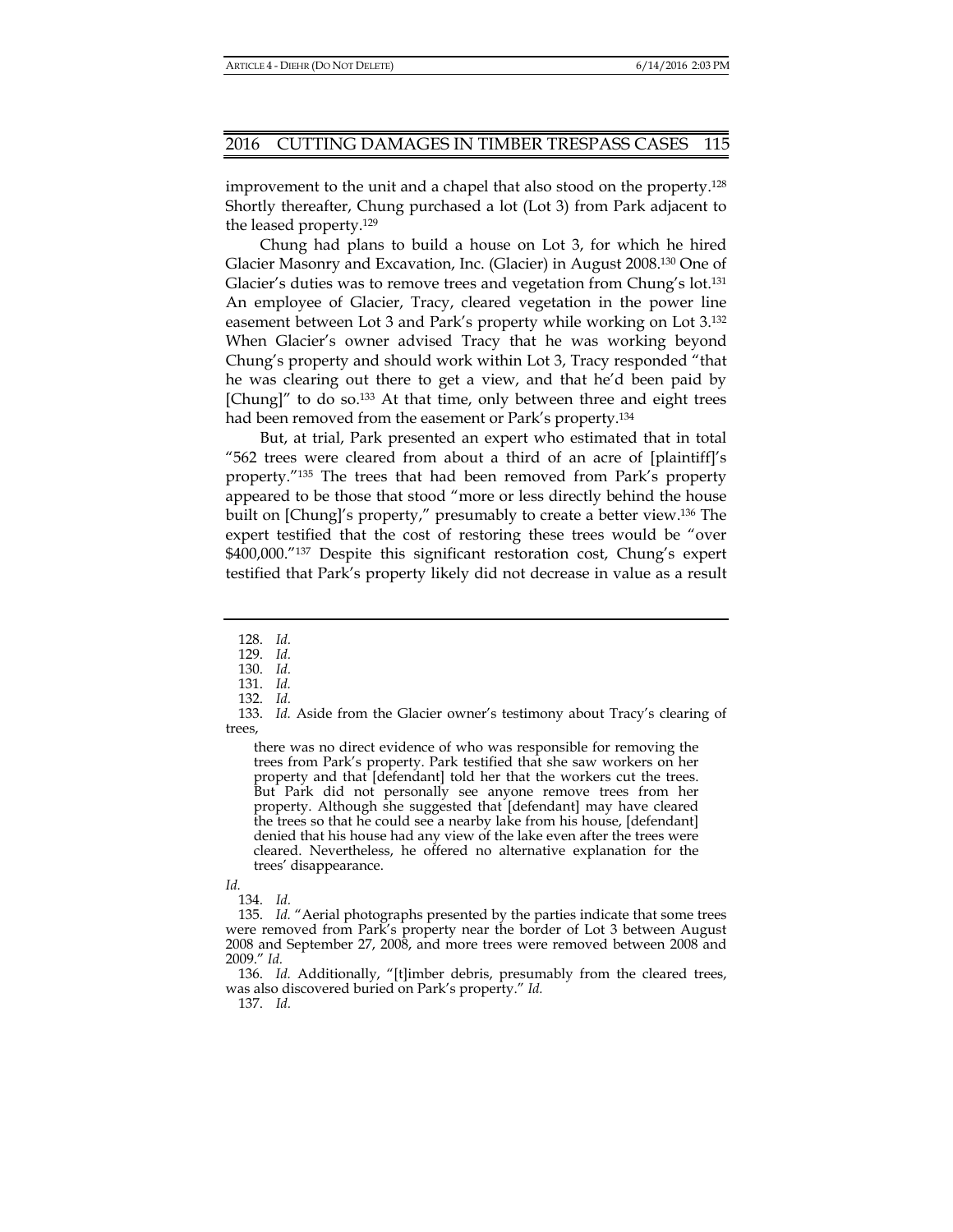improvement to the unit and a chapel that also stood on the property.[128] Shortly thereafter, Chung purchased a lot (Lot 3) from Park adjacent to the leased property.[129]

Chung had plans to build a house on Lot 3, for which he hired Glacier Masonry and Excavation, Inc. (Glacier) in August 2008.[130] One of Glacier's duties was to remove trees and vegetation from Chung's lot.[131] An employee of Glacier, Tracy, cleared vegetation in the power line easement between Lot 3 and Park's property while working on Lot 3.[132] When Glacier's owner advised Tracy that he was working beyond Chung's property and should work within Lot 3, Tracy responded "that he was clearing out there to get a view, and that he'd been paid by [Chung]" to do so.[133] At that time, only between three and eight trees had been removed from the easement or Park's property.[134]

But, at trial, Park presented an expert who estimated that in total "562 trees were cleared from about a third of an acre of [plaintiff]'s property."[135] The trees that had been removed from Park's property appeared to be those that stood "more or less directly behind the house built on [Chung]'s property," presumably to create a better view.[136] The expert testified that the cost of restoring these trees would be "over \$400,000."[137] Despite this significant restoration cost, Chung's expert testified that Park's property likely did not decrease in value as a result

---

128. *Id.*

129. *Id.*

130. *Id.*

131. *Id.*

132. *Id.*

133. *Id.* Aside from the Glacier owner's testimony about Tracy's clearing of trees,

> there was no direct evidence of who was responsible for removing the trees from Park's property. Park testified that she saw workers on her property and that [defendant] told her that the workers cut the trees. But Park did not personally see anyone remove trees from her property. Although she suggested that [defendant] may have cleared the trees so that he could see a nearby lake from his house, [defendant] denied that his house had any view of the lake even after the trees were cleared. Nevertheless, he offered no alternative explanation for the trees' disappearance.

*Id.*

134. *Id.*

135. *Id.* "Aerial photographs presented by the parties indicate that some trees were removed from Park's property near the border of Lot 3 between August 2008 and September 27, 2008, and more trees were removed between 2008 and 2009." *Id.*

136. *Id.* Additionally, "[t]imber debris, presumably from the cleared trees, was also discovered buried on Park's property." *Id.*

137. *Id.*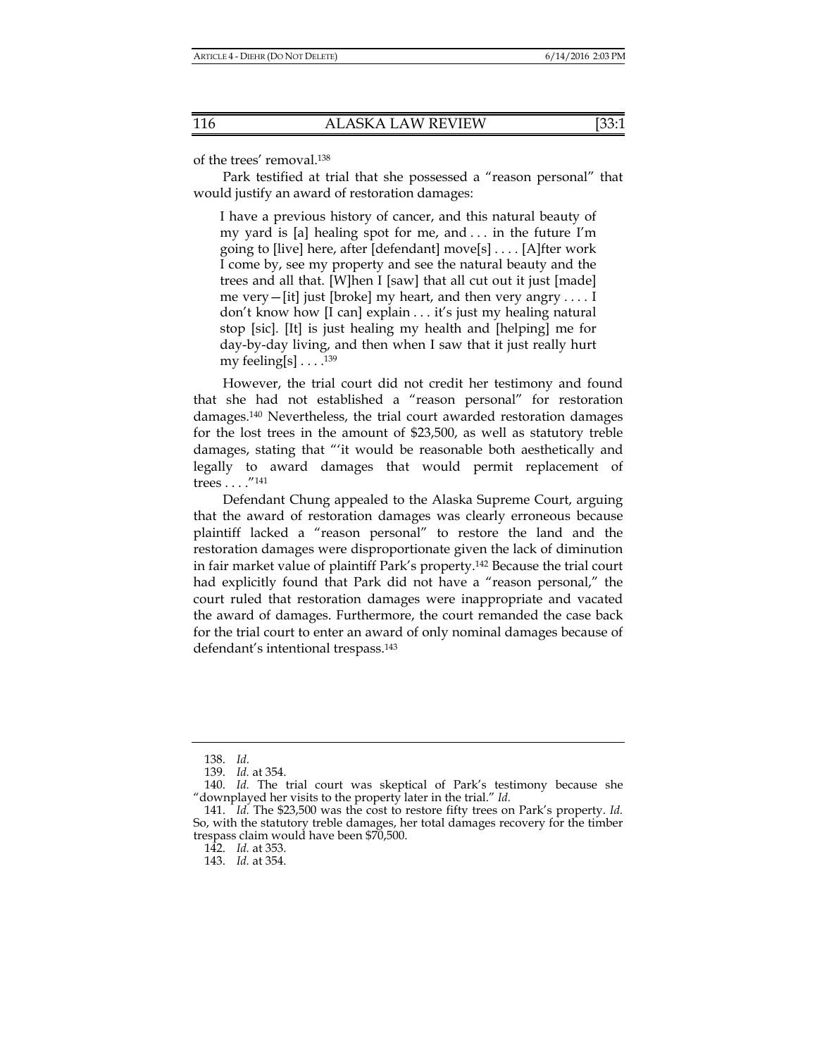of the trees' removal.[138]

Park testified at trial that she possessed a "reason personal" that would justify an award of restoration damages:

> I have a previous history of cancer, and this natural beauty of my yard is [a] healing spot for me, and . . . in the future I'm going to [live] here, after [defendant] move[s] . . . . [A]fter work I come by, see my property and see the natural beauty and the trees and all that. [W]hen I [saw] that all cut out it just [made] me very—[it] just [broke] my heart, and then very angry . . . . I don't know how [I can] explain . . . it's just my healing natural stop [sic]. [It] is just healing my health and [helping] me for day-by-day living, and then when I saw that it just really hurt my feeling[s] . . . .[139]

However, the trial court did not credit her testimony and found that she had not established a "reason personal" for restoration damages.[140] Nevertheless, the trial court awarded restoration damages for the lost trees in the amount of $23,500, as well as statutory treble damages, stating that "'it would be reasonable both aesthetically and legally to award damages that would permit replacement of trees . . . .'"[141]

Defendant Chung appealed to the Alaska Supreme Court, arguing that the award of restoration damages was clearly erroneous because plaintiff lacked a "reason personal" to restore the land and the restoration damages were disproportionate given the lack of diminution in fair market value of plaintiff Park's property.[142] Because the trial court had explicitly found that Park did not have a "reason personal," the court ruled that restoration damages were inappropriate and vacated the award of damages. Furthermore, the court remanded the case back for the trial court to enter an award of only nominal damages because of defendant's intentional trespass.[143]

---

138. *Id.*

139. *Id.* at 354.

140. *Id.* The trial court was skeptical of Park's testimony because she "downplayed her visits to the property later in the trial." *Id.*

141. *Id.* The $23,500 was the cost to restore fifty trees on Park's property. *Id.* So, with the statutory treble damages, her total damages recovery for the timber trespass claim would have been $70,500.

142. *Id.* at 353.

143. *Id.* at 354.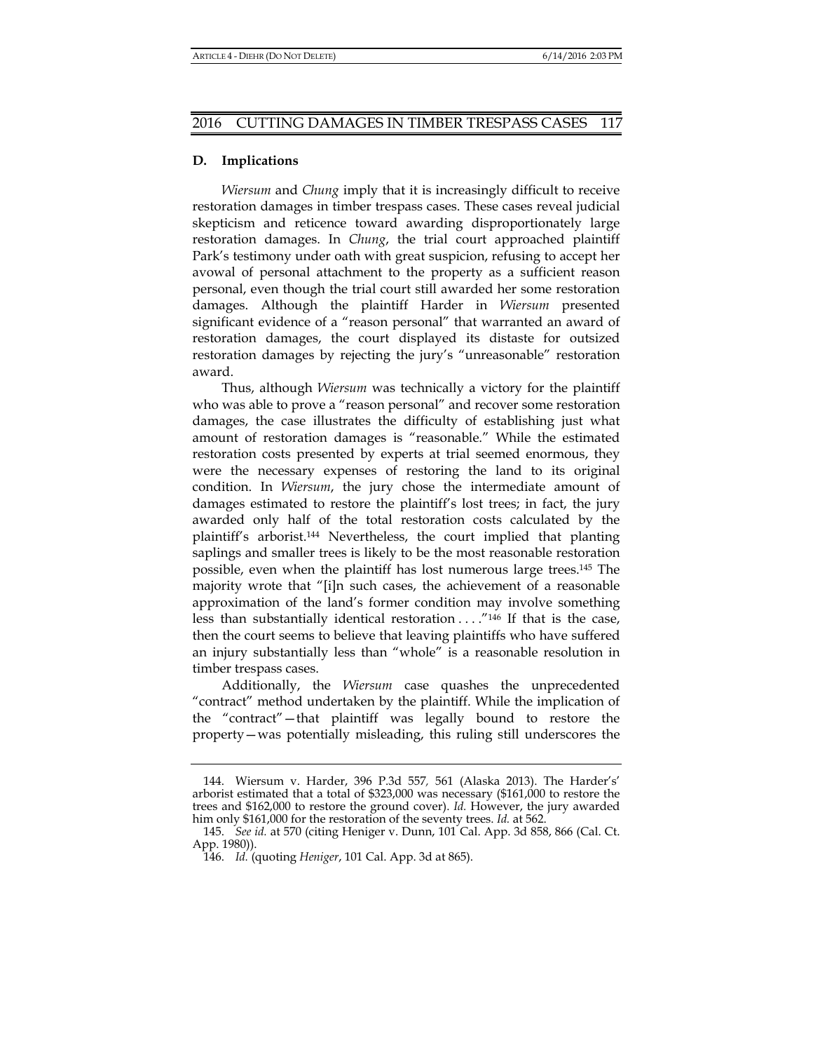### D. Implications

*Wiersum* and *Chung* imply that it is increasingly difficult to receive restoration damages in timber trespass cases. These cases reveal judicial skepticism and reticence toward awarding disproportionately large restoration damages. In *Chung*, the trial court approached plaintiff Park's testimony under oath with great suspicion, refusing to accept her avowal of personal attachment to the property as a sufficient reason personal, even though the trial court still awarded her some restoration damages. Although the plaintiff Harder in *Wiersum* presented significant evidence of a "reason personal" that warranted an award of restoration damages, the court displayed its distaste for outsized restoration damages by rejecting the jury's "unreasonable" restoration award.

Thus, although *Wiersum* was technically a victory for the plaintiff who was able to prove a "reason personal" and recover some restoration damages, the case illustrates the difficulty of establishing just what amount of restoration damages is "reasonable." While the estimated restoration costs presented by experts at trial seemed enormous, they were the necessary expenses of restoring the land to its original condition. In *Wiersum*, the jury chose the intermediate amount of damages estimated to restore the plaintiff's lost trees; in fact, the jury awarded only half of the total restoration costs calculated by the plaintiff's arborist.[144] Nevertheless, the court implied that planting saplings and smaller trees is likely to be the most reasonable restoration possible, even when the plaintiff has lost numerous large trees.[145] The majority wrote that "[i]n such cases, the achievement of a reasonable approximation of the land's former condition may involve something less than substantially identical restoration . . . ."[146] If that is the case, then the court seems to believe that leaving plaintiffs who have suffered an injury substantially less than "whole" is a reasonable resolution in timber trespass cases.

Additionally, the *Wiersum* case quashes the unprecedented "contract" method undertaken by the plaintiff. While the implication of the "contract"—that plaintiff was legally bound to restore the property—was potentially misleading, this ruling still underscores the

---

144. Wiersum v. Harder, 396 P.3d 557, 561 (Alaska 2013). The Harder's' arborist estimated that a total of $323,000 was necessary ($161,000 to restore the trees and $162,000 to restore the ground cover). *Id.* However, the jury awarded him only $161,000 for the restoration of the seventy trees. *Id.* at 562.

145. *See id.* at 570 (citing Heniger v. Dunn, 101 Cal. App. 3d 858, 866 (Cal. Ct. App. 1980)).

146. *Id.* (quoting *Heniger*, 101 Cal. App. 3d at 865).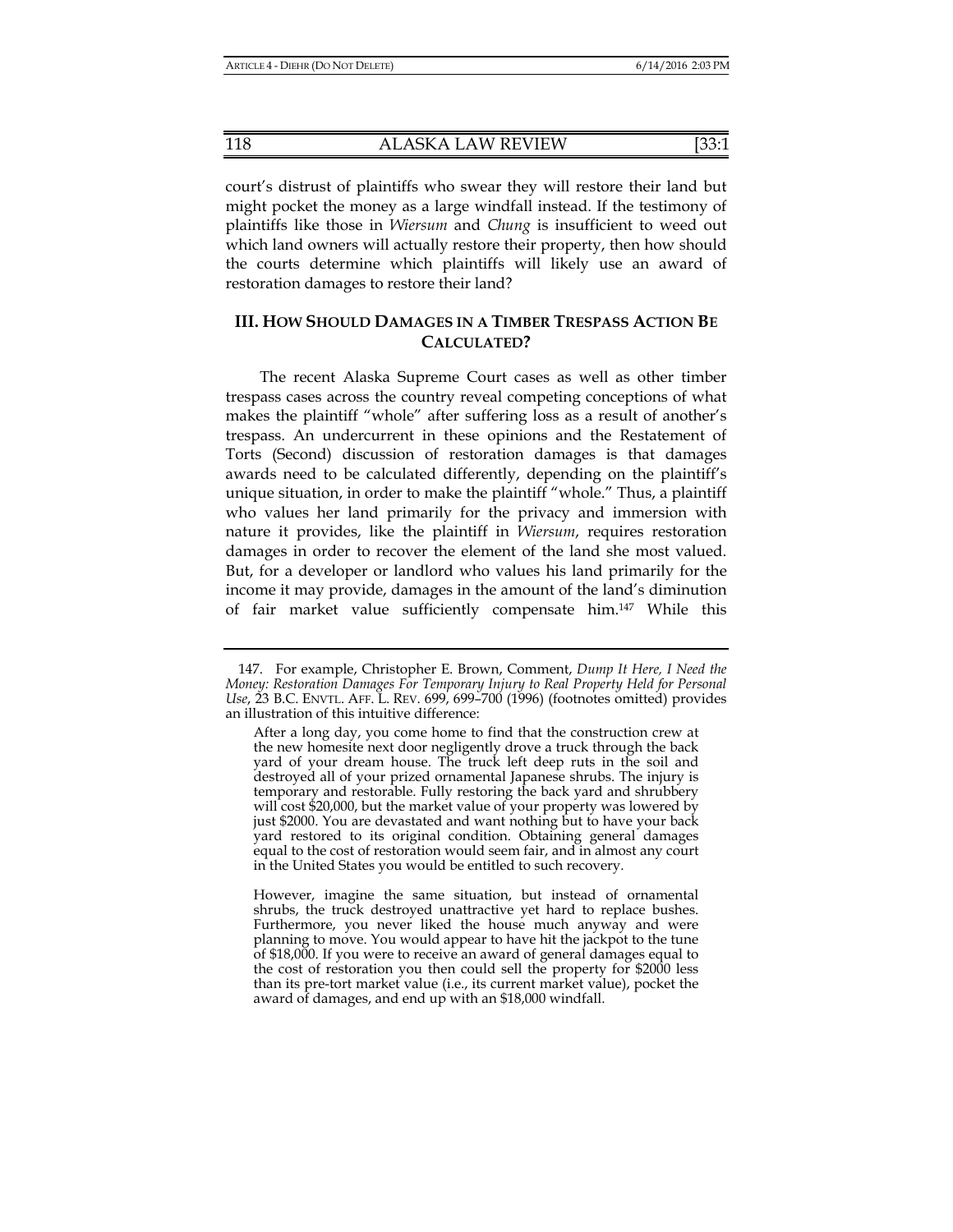court's distrust of plaintiffs who swear they will restore their land but might pocket the money as a large windfall instead. If the testimony of plaintiffs like those in *Wiersum* and *Chung* is insufficient to weed out which land owners will actually restore their property, then how should the courts determine which plaintiffs will likely use an award of restoration damages to restore their land?

## III. HOW SHOULD DAMAGES IN A TIMBER TRESPASS ACTION BE CALCULATED?

The recent Alaska Supreme Court cases as well as other timber trespass cases across the country reveal competing conceptions of what makes the plaintiff "whole" after suffering loss as a result of another's trespass. An undercurrent in these opinions and the Restatement of Torts (Second) discussion of restoration damages is that damages awards need to be calculated differently, depending on the plaintiff's unique situation, in order to make the plaintiff "whole." Thus, a plaintiff who values her land primarily for the privacy and immersion with nature it provides, like the plaintiff in *Wiersum*, requires restoration damages in order to recover the element of the land she most valued. But, for a developer or landlord who values his land primarily for the income it may provide, damages in the amount of the land's diminution of fair market value sufficiently compensate him.[147] While this

---

147. For example, Christopher E. Brown, Comment, *Dump It Here, I Need the Money: Restoration Damages For Temporary Injury to Real Property Held for Personal Use*, 23 B.C. ENVTL. AFF. L. REV. 699, 699–700 (1996) (footnotes omitted) provides an illustration of this intuitive difference:

> After a long day, you come home to find that the construction crew at the new homesite next door negligently drove a truck through the back yard of your dream house. The truck left deep ruts in the soil and destroyed all of your prized ornamental Japanese shrubs. The injury is temporary and restorable. Fully restoring the back yard and shrubbery will cost $20,000, but the market value of your property was lowered by just $2000. You are devastated and want nothing but to have your back yard restored to its original condition. Obtaining general damages equal to the cost of restoration would seem fair, and in almost any court in the United States you would be entitled to such recovery.
>
> However, imagine the same situation, but instead of ornamental shrubs, the truck destroyed unattractive yet hard to replace bushes. Furthermore, you never liked the house much anyway and were planning to move. You would appear to have hit the jackpot to the tune of $18,000. If you were to receive an award of general damages equal to the cost of restoration you then could sell the property for $2000 less than its pre-tort market value (i.e., its current market value), pocket the award of damages, and end up with an $18,000 windfall.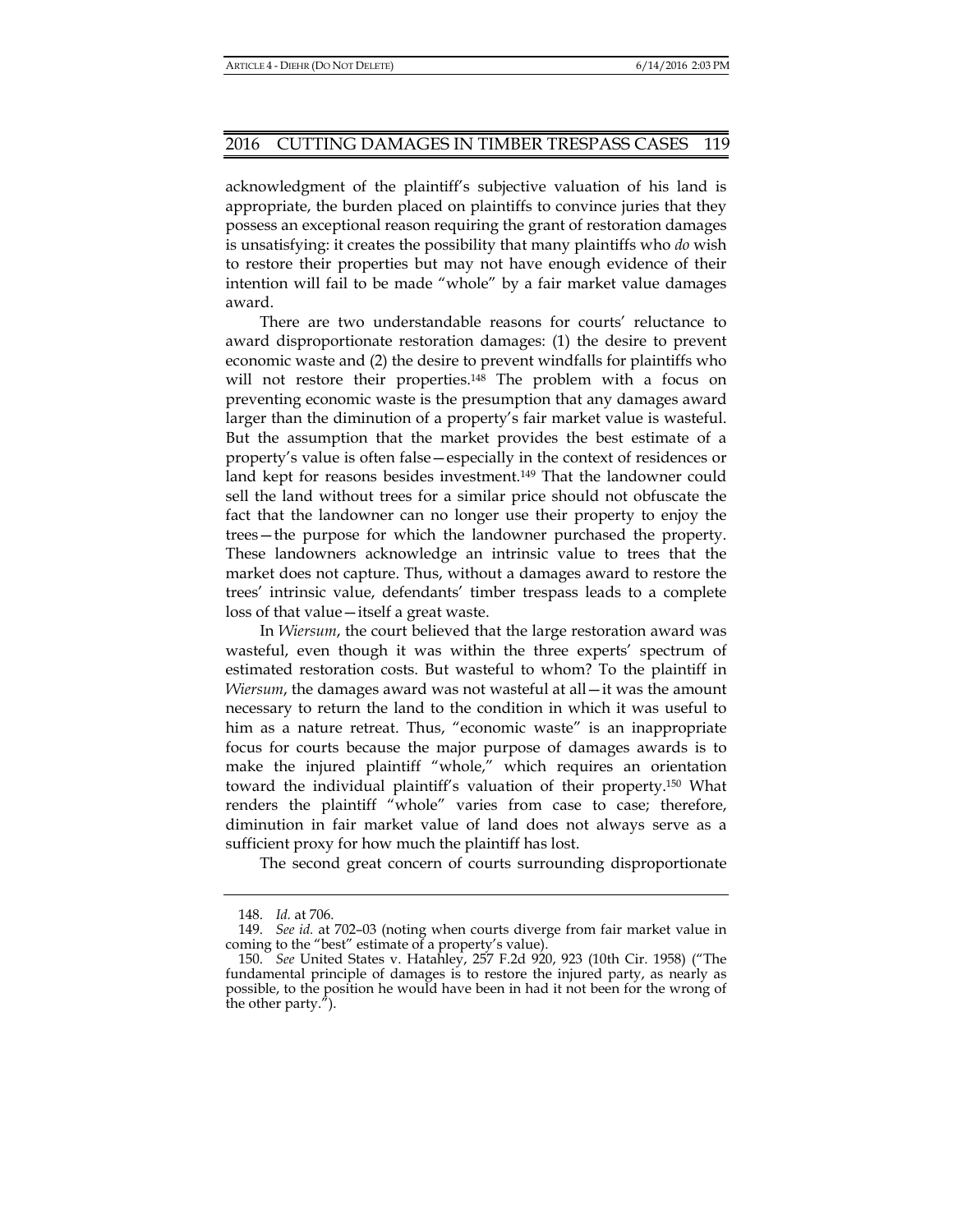acknowledgment of the plaintiff's subjective valuation of his land is appropriate, the burden placed on plaintiffs to convince juries that they possess an exceptional reason requiring the grant of restoration damages is unsatisfying: it creates the possibility that many plaintiffs who *do* wish to restore their properties but may not have enough evidence of their intention will fail to be made "whole" by a fair market value damages award.

There are two understandable reasons for courts' reluctance to award disproportionate restoration damages: (1) the desire to prevent economic waste and (2) the desire to prevent windfalls for plaintiffs who will not restore their properties.[148] The problem with a focus on preventing economic waste is the presumption that any damages award larger than the diminution of a property's fair market value is wasteful. But the assumption that the market provides the best estimate of a property's value is often false—especially in the context of residences or land kept for reasons besides investment.[149] That the landowner could sell the land without trees for a similar price should not obfuscate the fact that the landowner can no longer use their property to enjoy the trees—the purpose for which the landowner purchased the property. These landowners acknowledge an intrinsic value to trees that the market does not capture. Thus, without a damages award to restore the trees' intrinsic value, defendants' timber trespass leads to a complete loss of that value—itself a great waste.

In *Wiersum*, the court believed that the large restoration award was wasteful, even though it was within the three experts' spectrum of estimated restoration costs. But wasteful to whom? To the plaintiff in *Wiersum*, the damages award was not wasteful at all—it was the amount necessary to return the land to the condition in which it was useful to him as a nature retreat. Thus, "economic waste" is an inappropriate focus for courts because the major purpose of damages awards is to make the injured plaintiff "whole," which requires an orientation toward the individual plaintiff's valuation of their property.[150] What renders the plaintiff "whole" varies from case to case; therefore, diminution in fair market value of land does not always serve as a sufficient proxy for how much the plaintiff has lost.

The second great concern of courts surrounding disproportionate

---

148. *Id.* at 706.

149. *See id.* at 702–03 (noting when courts diverge from fair market value in coming to the "best" estimate of a property's value).

150. *See* United States v. Hatahley, 257 F.2d 920, 923 (10th Cir. 1958) ("The fundamental principle of damages is to restore the injured party, as nearly as possible, to the position he would have been in had it not been for the wrong of the other party.").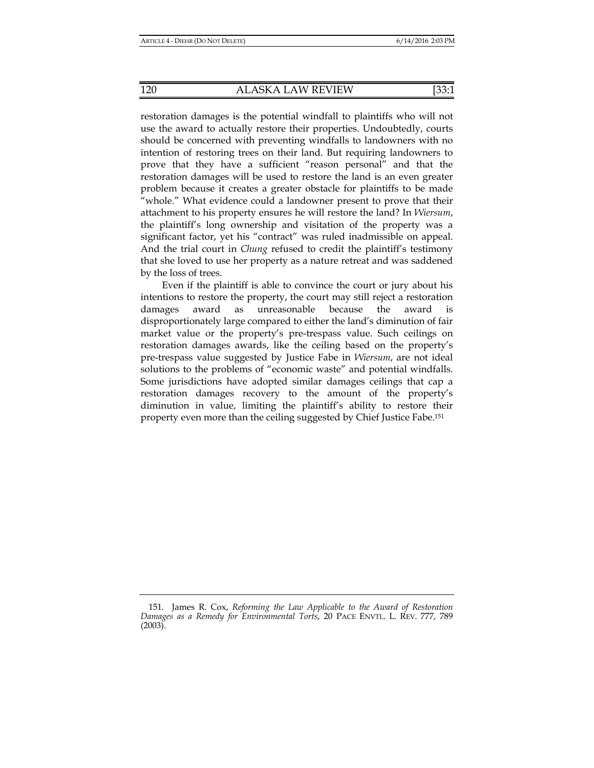restoration damages is the potential windfall to plaintiffs who will not use the award to actually restore their properties. Undoubtedly, courts should be concerned with preventing windfalls to landowners with no intention of restoring trees on their land. But requiring landowners to prove that they have a sufficient "reason personal" and that the restoration damages will be used to restore the land is an even greater problem because it creates a greater obstacle for plaintiffs to be made "whole." What evidence could a landowner present to prove that their attachment to his property ensures he will restore the land? In *Wiersum*, the plaintiff's long ownership and visitation of the property was a significant factor, yet his "contract" was ruled inadmissible on appeal. And the trial court in *Chung* refused to credit the plaintiff's testimony that she loved to use her property as a nature retreat and was saddened by the loss of trees.

Even if the plaintiff is able to convince the court or jury about his intentions to restore the property, the court may still reject a restoration damages award as unreasonable because the award is disproportionately large compared to either the land's diminution of fair market value or the property's pre-trespass value. Such ceilings on restoration damages awards, like the ceiling based on the property's pre-trespass value suggested by Justice Fabe in *Wiersum*, are not ideal solutions to the problems of "economic waste" and potential windfalls. Some jurisdictions have adopted similar damages ceilings that cap a restoration damages recovery to the amount of the property's diminution in value, limiting the plaintiff's ability to restore their property even more than the ceiling suggested by Chief Justice Fabe.[151]

---

151. James R. Cox, *Reforming the Law Applicable to the Award of Restoration Damages as a Remedy for Environmental Torts*, 20 PACE ENVTL. L. REV. 777, 789 (2003).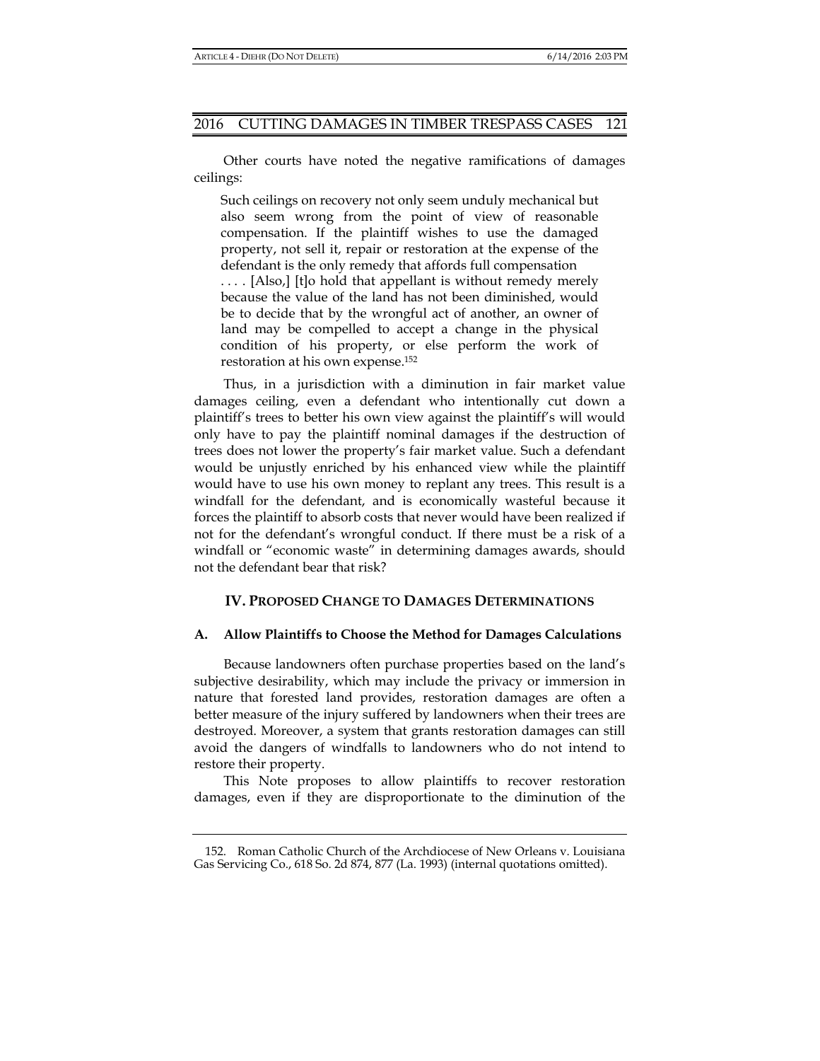Other courts have noted the negative ramifications of damages ceilings:

> Such ceilings on recovery not only seem unduly mechanical but also seem wrong from the point of view of reasonable compensation. If the plaintiff wishes to use the damaged property, not sell it, repair or restoration at the expense of the defendant is the only remedy that affords full compensation . . . . [Also,] [t]o hold that appellant is without remedy merely because the value of the land has not been diminished, would be to decide that by the wrongful act of another, an owner of land may be compelled to accept a change in the physical condition of his property, or else perform the work of restoration at his own expense.[152]

Thus, in a jurisdiction with a diminution in fair market value damages ceiling, even a defendant who intentionally cut down a plaintiff's trees to better his own view against the plaintiff's will would only have to pay the plaintiff nominal damages if the destruction of trees does not lower the property's fair market value. Such a defendant would be unjustly enriched by his enhanced view while the plaintiff would have to use his own money to replant any trees. This result is a windfall for the defendant, and is economically wasteful because it forces the plaintiff to absorb costs that never would have been realized if not for the defendant's wrongful conduct. If there must be a risk of a windfall or "economic waste" in determining damages awards, should not the defendant bear that risk?

## IV. PROPOSED CHANGE TO DAMAGES DETERMINATIONS

### A. Allow Plaintiffs to Choose the Method for Damages Calculations

Because landowners often purchase properties based on the land's subjective desirability, which may include the privacy or immersion in nature that forested land provides, restoration damages are often a better measure of the injury suffered by landowners when their trees are destroyed. Moreover, a system that grants restoration damages can still avoid the dangers of windfalls to landowners who do not intend to restore their property.

This Note proposes to allow plaintiffs to recover restoration damages, even if they are disproportionate to the diminution of the

---

152. Roman Catholic Church of the Archdiocese of New Orleans v. Louisiana Gas Servicing Co., 618 So. 2d 874, 877 (La. 1993) (internal quotations omitted).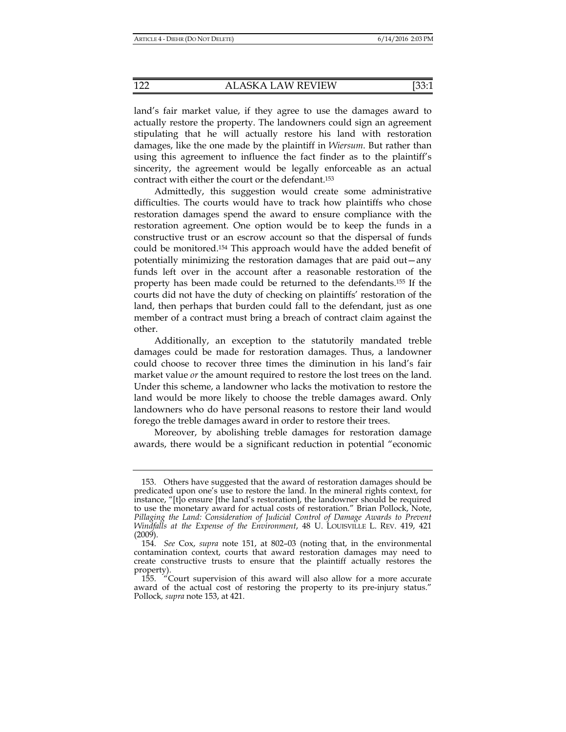land's fair market value, if they agree to use the damages award to actually restore the property. The landowners could sign an agreement stipulating that he will actually restore his land with restoration damages, like the one made by the plaintiff in *Wiersum*. But rather than using this agreement to influence the fact finder as to the plaintiff's sincerity, the agreement would be legally enforceable as an actual contract with either the court or the defendant.[153]

Admittedly, this suggestion would create some administrative difficulties. The courts would have to track how plaintiffs who chose restoration damages spend the award to ensure compliance with the restoration agreement. One option would be to keep the funds in a constructive trust or an escrow account so that the dispersal of funds could be monitored.[154] This approach would have the added benefit of potentially minimizing the restoration damages that are paid out—any funds left over in the account after a reasonable restoration of the property has been made could be returned to the defendants.[155] If the courts did not have the duty of checking on plaintiffs' restoration of the land, then perhaps that burden could fall to the defendant, just as one member of a contract must bring a breach of contract claim against the other.

Additionally, an exception to the statutorily mandated treble damages could be made for restoration damages. Thus, a landowner could choose to recover three times the diminution in his land's fair market value *or* the amount required to restore the lost trees on the land. Under this scheme, a landowner who lacks the motivation to restore the land would be more likely to choose the treble damages award. Only landowners who do have personal reasons to restore their land would forego the treble damages award in order to restore their trees.

Moreover, by abolishing treble damages for restoration damage awards, there would be a significant reduction in potential "economic

---

153. Others have suggested that the award of restoration damages should be predicated upon one's use to restore the land. In the mineral rights context, for instance, "[t]o ensure [the land's restoration], the landowner should be required to use the monetary award for actual costs of restoration." Brian Pollock, Note, *Pillaging the Land: Consideration of Judicial Control of Damage Awards to Prevent Windfalls at the Expense of the Environment*, 48 U. LOUISVILLE L. REV. 419, 421 (2009).

154. *See* Cox, *supra* note 151, at 802–03 (noting that, in the environmental contamination context, courts that award restoration damages may need to create constructive trusts to ensure that the plaintiff actually restores the property).

155. "Court supervision of this award will also allow for a more accurate award of the actual cost of restoring the property to its pre-injury status." Pollock, *supra* note 153, at 421.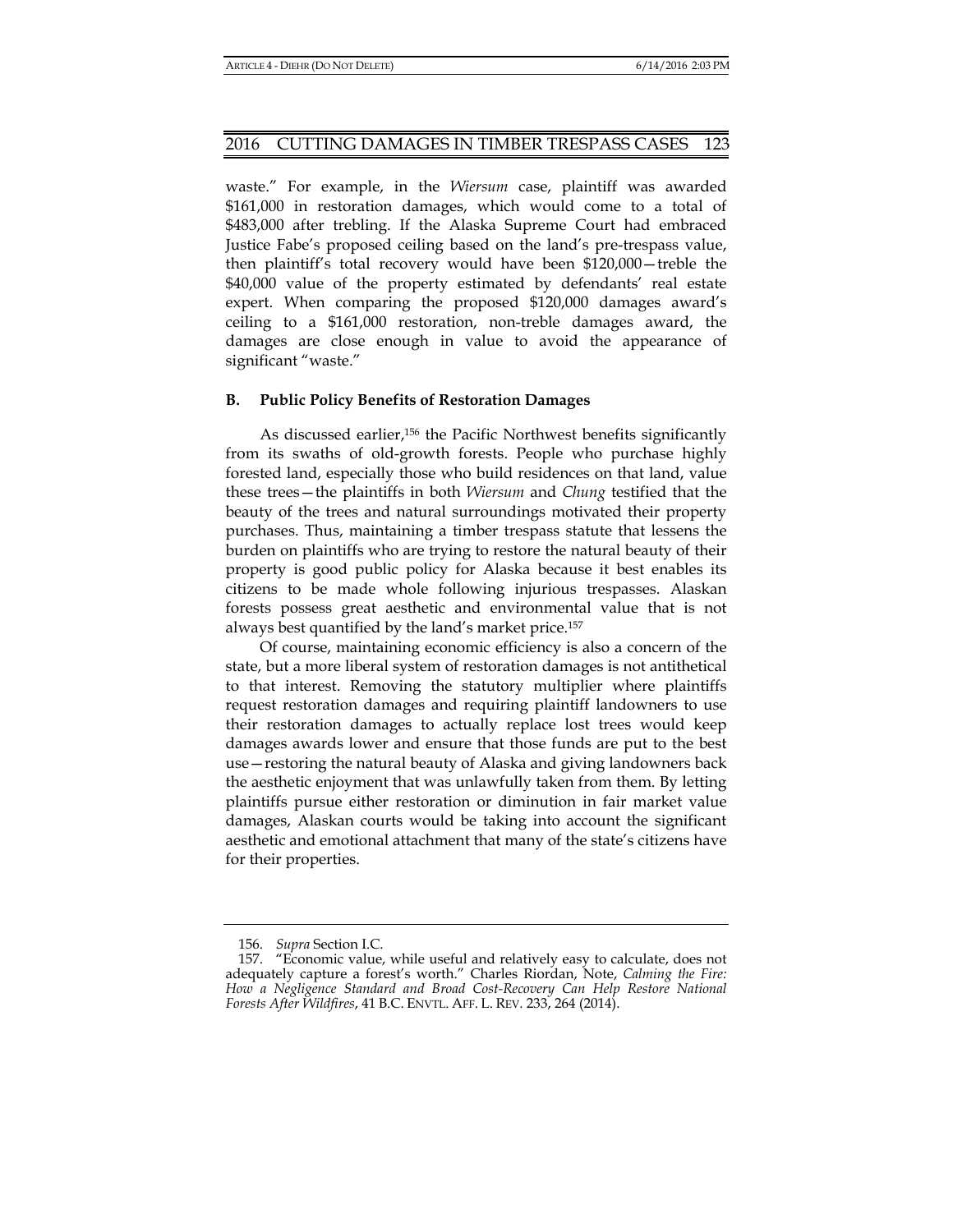waste." For example, in the *Wiersum* case, plaintiff was awarded $161,000 in restoration damages, which would come to a total of $483,000 after trebling. If the Alaska Supreme Court had embraced Justice Fabe's proposed ceiling based on the land's pre-trespass value, then plaintiff's total recovery would have been $120,000—treble the $40,000 value of the property estimated by defendants' real estate expert. When comparing the proposed $120,000 damages award's ceiling to a $161,000 restoration, non-treble damages award, the damages are close enough in value to avoid the appearance of significant "waste."

### B. Public Policy Benefits of Restoration Damages

As discussed earlier,[156] the Pacific Northwest benefits significantly from its swaths of old-growth forests. People who purchase highly forested land, especially those who build residences on that land, value these trees—the plaintiffs in both *Wiersum* and *Chung* testified that the beauty of the trees and natural surroundings motivated their property purchases. Thus, maintaining a timber trespass statute that lessens the burden on plaintiffs who are trying to restore the natural beauty of their property is good public policy for Alaska because it best enables its citizens to be made whole following injurious trespasses. Alaskan forests possess great aesthetic and environmental value that is not always best quantified by the land's market price.[157]

Of course, maintaining economic efficiency is also a concern of the state, but a more liberal system of restoration damages is not antithetical to that interest. Removing the statutory multiplier where plaintiffs request restoration damages and requiring plaintiff landowners to use their restoration damages to actually replace lost trees would keep damages awards lower and ensure that those funds are put to the best use—restoring the natural beauty of Alaska and giving landowners back the aesthetic enjoyment that was unlawfully taken from them. By letting plaintiffs pursue either restoration or diminution in fair market value damages, Alaskan courts would be taking into account the significant aesthetic and emotional attachment that many of the state's citizens have for their properties.

---

156. *Supra* Section I.C.

157. "Economic value, while useful and relatively easy to calculate, does not adequately capture a forest's worth." Charles Riordan, Note, *Calming the Fire: How a Negligence Standard and Broad Cost-Recovery Can Help Restore National Forests After Wildfires*, 41 B.C. ENVTL. AFF. L. REV. 233, 264 (2014).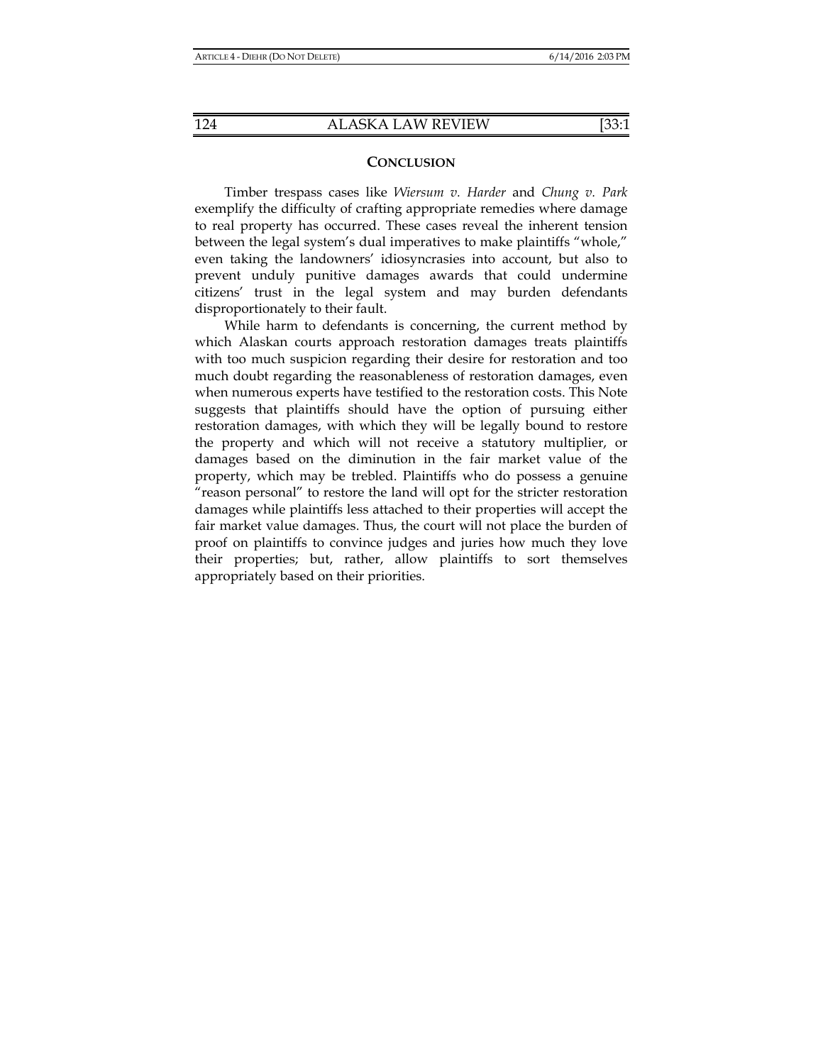## CONCLUSION

Timber trespass cases like *Wiersum v. Harder* and *Chung v. Park* exemplify the difficulty of crafting appropriate remedies where damage to real property has occurred. These cases reveal the inherent tension between the legal system's dual imperatives to make plaintiffs "whole," even taking the landowners' idiosyncrasies into account, but also to prevent unduly punitive damages awards that could undermine citizens' trust in the legal system and may burden defendants disproportionately to their fault.

While harm to defendants is concerning, the current method by which Alaskan courts approach restoration damages treats plaintiffs with too much suspicion regarding their desire for restoration and too much doubt regarding the reasonableness of restoration damages, even when numerous experts have testified to the restoration costs. This Note suggests that plaintiffs should have the option of pursuing either restoration damages, with which they will be legally bound to restore the property and which will not receive a statutory multiplier, or damages based on the diminution in the fair market value of the property, which may be trebled. Plaintiffs who do possess a genuine "reason personal" to restore the land will opt for the stricter restoration damages while plaintiffs less attached to their properties will accept the fair market value damages. Thus, the court will not place the burden of proof on plaintiffs to convince judges and juries how much they love their properties; but, rather, allow plaintiffs to sort themselves appropriately based on their priorities.